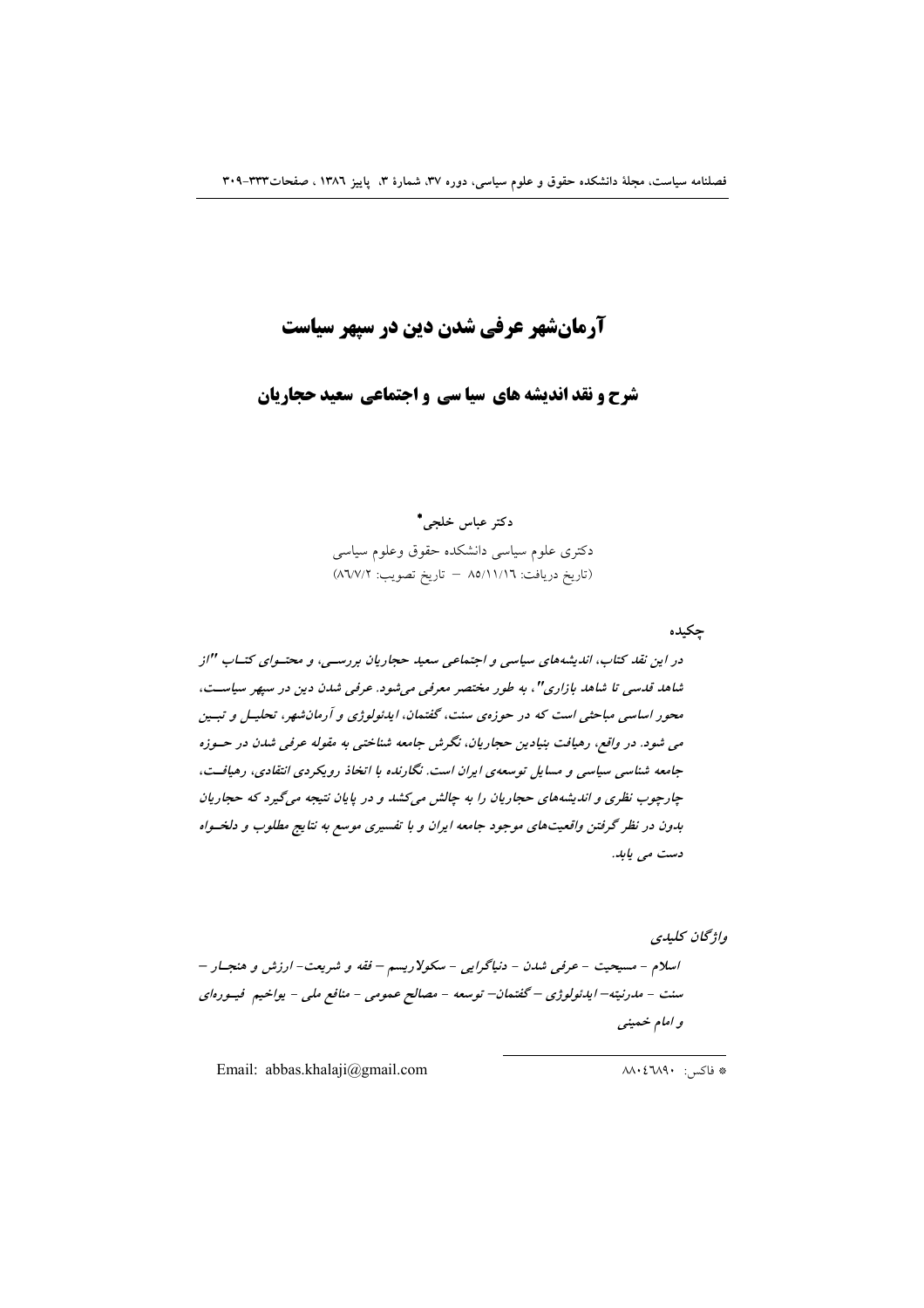# آرمان‌شهر عرفی شدن دین در سپهر سیاست

## شرح و نقد اندیشه های سیاسی و اجتماعی سعید حجاریان

دکتر عباس خلجی*

دکتری علوم سیاسی دانشکده حقوق وعلوم سیاسی

(تاریخ دریافت: ۸۵/۱۱/۱۶ – تاریخ تصویب: ۸۶/۷/۲)

### چکیده

*در این نقد کتاب، اندیشه‌های سیاسی و اجتماعی سعید حجاریان بررسی، و محتوای کتاب "از شاهد قدسی تا شاهد بازاری"، به طور مختصر معرفی می‌شود. عرفی شدن دین در سپهر سیاست، محور اساسی مباحثی است که در حوزه‌ی سنت، گفتمان، ایدئولوژی و آرمان‌شهر، تحلیل و تبیین می شود. در واقع، رهیافت بنیادین حجاریان، نگرش جامعه شناختی به مقوله عرفی شدن در حوزه جامعه شناسی سیاسی و مسایل توسعه‌ی ایران است. نگارنده با اتخاذ رویکردی انتقادی، رهیافت، چارچوب نظری و اندیشه‌های حجاریان را به چالش می‌کشد و در پایان نتیجه می‌گیرد که حجاریان بدون در نظر گرفتن واقعیت‌های موجود جامعه ایران و با تفسیری موسع به نتایج مطلوب و دلخواه دست می یابد.*

### واژگان کلیدی

*اسلام – مسیحیت – عرفی شدن – دنیاگرایی – سکولاریسم – فقه و شریعت– ارزش و هنجار – سنت – مدرنیته– ایدئولوژی – گفتمان– توسعه – مصالح عمومی – منافع ملی – یواخیم فیوره‌ای و امام خمینی*

* فاکس: ۸۸۰۴۶۸۹۰

Email: abbas.khalaji@gmail.com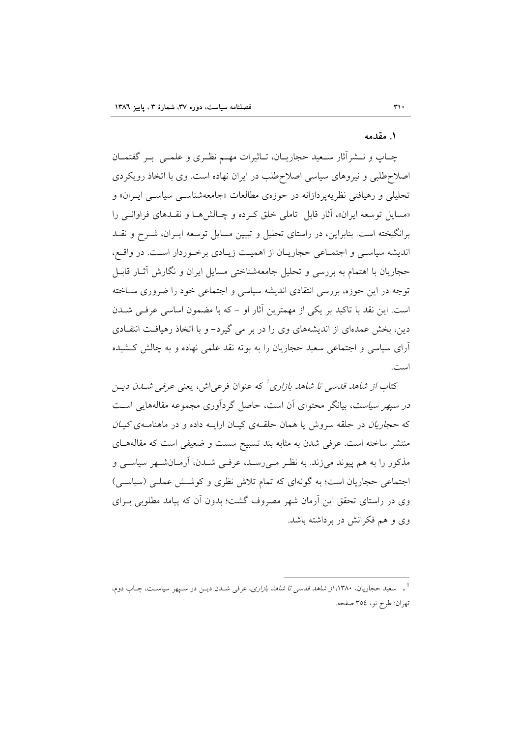## ۱. مقدمه

چاپ و نشرآثار سعید حجاریان، تاثیرات مهم نظری و علمی بر گفتمان اصلاح‌طلبی و نیروهای سیاسی اصلاح‌طلب در ایران نهاده است. وی با اتخاذ رویکردی تحلیلی و رهیافتی نظریه‌پردازانه در حوزه‌ی مطالعات «جامعه‌شناسی سیاسی ایران» و «مسایل توسعه ایران»، آثار قابل تاملی خلق کرده و چالش‌ها و نقدهای فراوانی را برانگیخته است. بنابراین، در راستای تحلیل و تبیین مسایل توسعه ایران، شرح و نقد اندیشه سیاسی و اجتماعی حجاریان از اهمیت زیادی برخوردار است. در واقع، حجاریان با اهتمام به بررسی و تحلیل جامعه‌شناختی مسایل ایران و نگارش آثار قابل توجه در این حوزه، بررسی انتقادی اندیشه سیاسی و اجتماعی خود را ضروری ساخته است. این نقد با تاکید بر یکی از مهمترین آثار او – که با مضمون اساسی عرفی شدن دین، بخش عمده‌ای از اندیشه‌های وی را در بر می گیرد– و با اتخاذ رهیافت انتقادی آرای سیاسی و اجتماعی سعید حجاریان را به بوته نقد علمی نهاده و به چالش کشیده است.

کتاب *از شاهد قدسی تا شاهد بازاری*[1] که عنوان فرعی‌اش، یعنی *عرفی شدن دین در سپهر سیاست*، بیانگر محتوای آن است، حاصل گردآوری مجموعه مقاله‌هایی است که *حجاریان* در حلقه سروش یا همان حلقه‌ی کیان ارایه داده و در ماهنامه‌ی *کیان* منتشر ساخته است. عرفی شدن به مثابه بند تسبیح سست و ضعیفی است که مقاله‌های مذکور را به هم پیوند می‌زند. به نظر می‌رسد، عرفی شدن، آرمان‌شهر سیاسی و اجتماعی حجاریان است؛ به گونه‌ای که تمام تلاش نظری و کوشش عملی (سیاسی) وی در راستای تحقق این آرمان شهر مصروف گشت؛ بدون آن که پیامد مطلوبی برای وی و هم فکرانش در برداشته باشد.

---

[1]. سعید حجاریان، ۱۳۸۰، *از شاهد قدسی تا شاهد بازاری*، عرفی شدن دین در سپهر سیاست، چاپ دوم، تهران: طرح نو، ۳۵٤ صفحه.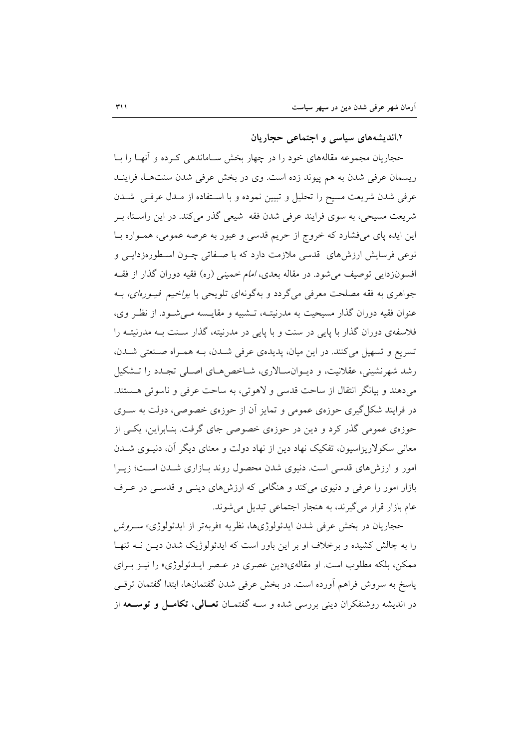## ۲.اندیشه‌های سیاسی و اجتماعی حجاریان

حجاریان مجموعه مقاله‌های خود را در چهار بخش ساماندهی کرده و آنها را با ریسمان عرفی شدن به هم پیوند زده است. وی در بخش عرفی شدن سنت‌ها، فرایند عرفی شدن شریعت مسیح را تحلیل و تبیین نموده و با استفاده از مدل عرفی شدن شریعت مسیحی، به سوی فرایند عرفی شدن فقه شیعی گذر می‌کند. در این راستا، بر این ایده پای می‌فشارد که خروج از حریم قدسی و عبور به عرصه عمومی، همواره با نوعی فرسایش ارزش‌های قدسی ملازمت دارد که با صفاتی چون اسطوره‌زدایی و افسون‌زدایی توصیف می‌شود. در مقاله بعدی، *امام* خمینی (ره) فقیه دوران گذار از فقه جواهری به فقه مصلحت معرفی می‌گردد و به‌گونه‌ای تلویحی با *یواخیم فیوره‌ای*، به عنوان فقیه دوران گذار مسیحیت به مدرنیته، تشبیه و مقایسه می‌شود. از نظر وی، فلاسفه‌ی دوران گذار با پایی در سنت و با پایی در مدرنیته، گذار سنت به مدرنیته را تسریع و تسهیل می‌کنند. در این میان، پدیده‌ی عرفی شدن، به همراه صنعتی شدن، رشد شهرنشینی، عقلانیت، و دیوان‌سالاری، شاخص‌های اصلی تجدد را تشکیل می‌دهند و بیانگر انتقال از ساحت قدسی و لاهوتی، به ساحت عرفی و ناسوتی هستند. در فرایند شکل‌گیری حوزه‌ی عمومی و تمایز آن از حوزه‌ی خصوصی، دولت به سوی حوزه‌ی عمومی گذر کرد و دین در حوزه‌ی خصوصی جای گرفت. بنابراین، یکی از معانی سکولاریزاسیون، تفکیک نهاد دین از نهاد دولت و معنای دیگر آن، دنیوی شدن امور و ارزش‌های قدسی است. دنیوی شدن محصول روند بازاری شدن است؛ زیرا بازار امور را عرفی و دنیوی می‌کند و هنگامی که ارزش‌های دینی و قدسی در عرف عام بازار قرار می‌گیرند، به هنجار اجتماعی تبدیل می‌شوند.

حجاریان در بخش عرفی شدن ایدئولوژی‌ها، نظریه «فربه‌تر از ایدئولوژی» *سروش* را به چالش کشیده و برخلاف او بر این باور است که ایدئولوژیک شدن دین نه تنها ممکن، بلکه مطلوب است. او مقاله‌ی«دین عصری در عصر ایدئولوژی» را نیز برای پاسخ به سروش فراهم آورده است. در بخش عرفی شدن گفتمان‌ها، ابتدا گفتمان ترقی در اندیشه روشنفکران دینی بررسی شده و سه گفتمان **تعالی، تکامل و توسعه** از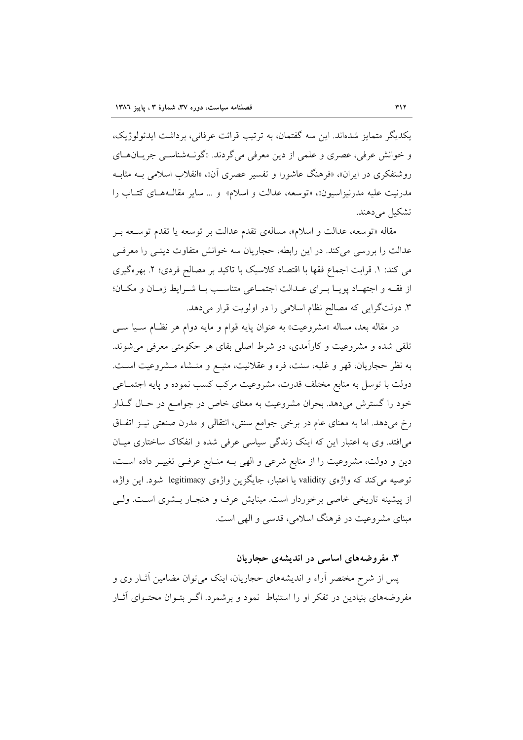یکدیگر متمایز شده‌اند. این سه گفتمان، به ترتیب قرائت عرفانی، برداشت ایدئولوژیک، و خوانش عرفی، عصری و علمی از دین معرفی می‌گردند. «گونه‌شناسی جریان‌های روشنفکری در ایران»، «فرهنگ عاشورا و تفسیر عصری آن»، «انقلاب اسلامی به مثابه مدرنیت علیه مدرنیزاسیون»، «توسعه، عدالت و اسلام» و ... سایر مقاله‌های کتاب را تشکیل می‌دهند.

مقاله «توسعه، عدالت و اسلام»، مساله‌ی تقدم عدالت بر توسعه یا تقدم توسعه بر عدالت را بررسی می‌کند. در این رابطه، حجاریان سه خوانش متفاوت دینی را معرفی می کند: ۱. قرابت اجماع فقها با اقتصاد کلاسیک با تاکید بر مصالح فردی؛ ۲. بهره‌گیری از فقه و اجتهاد پویا برای عدالت اجتماعی متناسب با شرایط زمان و مکان؛ ۳. دولت‌گرایی که مصالح نظام اسلامی را در اولویت قرار می‌دهد.

در مقاله بعد، مساله «مشروعیت» به عنوان پایه قوام و مایه دوام هر نظام سیا سی تلقی شده و مشروعیت و کارآمدی، دو شرط اصلی بقای هر حکومتی معرفی می‌شوند. به نظر حجاریان، قهر و غلبه، سنت، فره و عقلانیت، منبع و منشاء مشروعیت است. دولت با توسل به منابع مختلف قدرت، مشروعیت مرکب کسب نموده و پایه اجتماعی خود را گسترش می‌دهد. بحران مشروعیت به معنای خاص در جوامع در حال گذار رخ می‌دهد. اما به معنای عام در برخی جوامع سنتی، انتقالی و مدرن صنعتی نیز اتفاق می‌افتد. وی به اعتبار این که اینک زندگی سیاسی عرفی شده و انفکاک ساختاری میان دین و دولت، مشروعیت را از منابع شرعی و الهی به منابع عرفی تغییر داده است، توصیه می‌کند که واژه‌ی validity یا اعتبار، جایگزین واژه‌ی legitimacy شود. این واژه، از پیشینه تاریخی خاصی برخوردار است. مبنایش عرف و هنجار بشری است. ولی مبنای مشروعیت در فرهنگ اسلامی، قدسی و الهی است.

### ۳. مفروضه‌های اساسی در اندیشه‌ی حجاریان

پس از شرح مختصر آراء و اندیشه‌های حجاریان، اینک می‌توان مضامین آثار وی و مفروضه‌های بنیادین در تفکر او را استنباط نمود و برشمرد. اگر بتوان محتوای آثار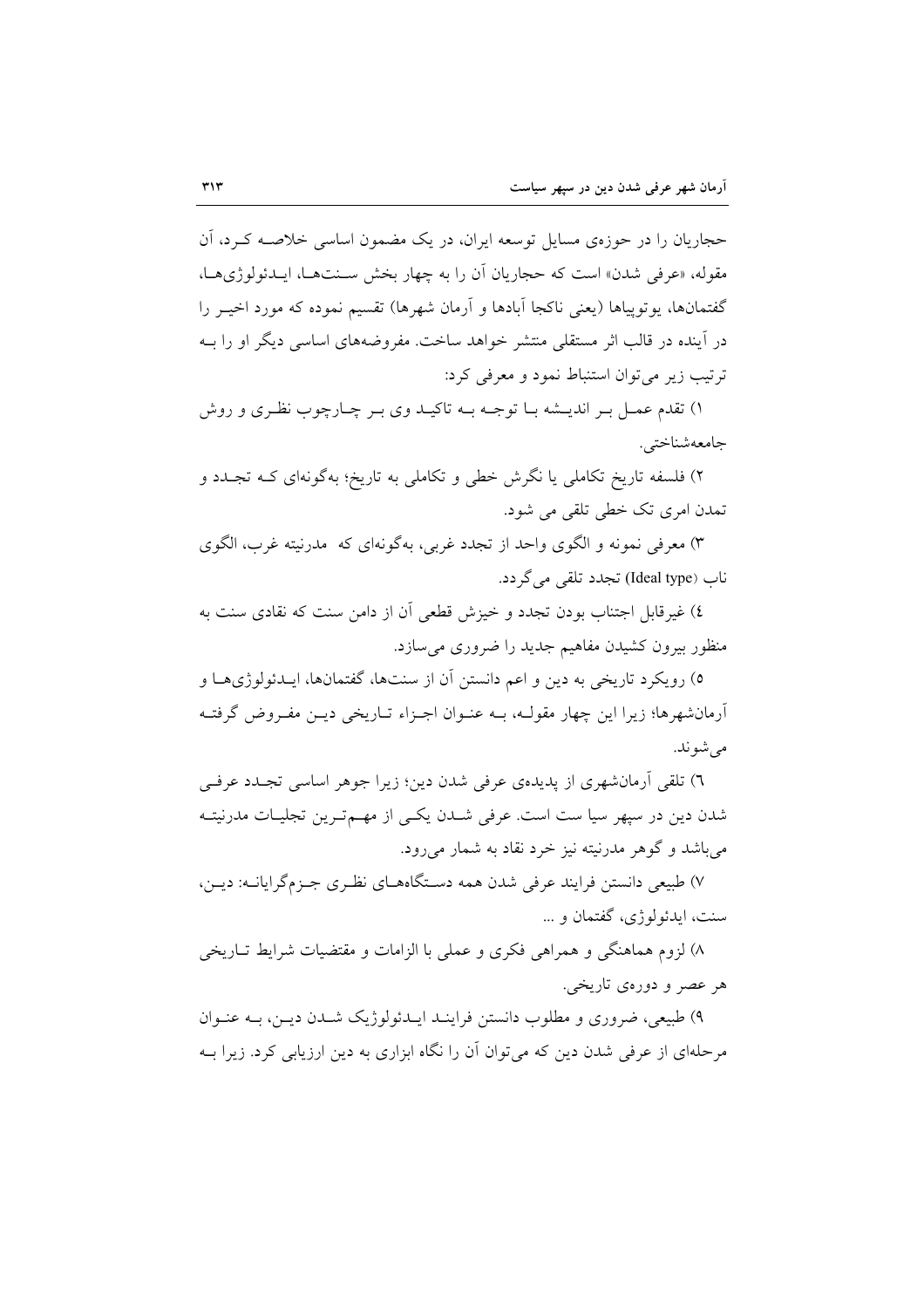حجاریان را در حوزه‌ی مسایل توسعه ایران، در یک مضمون اساسی خلاصه کرد، آن مقوله، «عرفی شدن» است که حجاریان آن را به چهار بخش سنت‌ها، ایدئولوژی‌ها، گفتمان‌ها، یوتوپیاها (یعنی ناکجا آبادها و آرمان شهرها) تقسیم نموده که مورد اخیر را در آینده در قالب اثر مستقلی منتشر خواهد ساخت. مفروضه‌های اساسی دیگر او را به ترتیب زیر می‌توان استنباط نمود و معرفی کرد:

۱) تقدم عمل بر اندیشه با توجه به تاکید وی بر چارچوب نظری و روش جامعه‌شناختی.

۲) فلسفه تاریخ تکاملی یا نگرش خطی و تکاملی به تاریخ؛ به‌گونه‌ای که تجدد و تمدن امری تک خطی تلقی می شود.

۳) معرفی نمونه و الگوی واحد از تجدد غربی، به‌گونه‌ای که مدرنیته غرب، الگوی ناب (Ideal type) تجدد تلقی می‌گردد.

٤) غیرقابل اجتناب بودن تجدد و خیزش قطعی آن از دامن سنت که نقادی سنت به منظور بیرون کشیدن مفاهیم جدید را ضروری می‌سازد.

٥) رویکرد تاریخی به دین و اعم دانستن آن از سنت‌ها، گفتمان‌ها، ایدئولوژی‌ها و آرمان‌شهرها؛ زیرا این چهار مقوله، به عنوان اجزاء تاریخی دین مفروض گرفته می‌شوند.

٦) تلقی آرمان‌شهری از پدیده‌ی عرفی شدن دین؛ زیرا جوهر اساسی تجدد عرفی شدن دین در سپهر سیا ست است. عرفی شدن یکی از مهم‌ترین تجلیات مدرنیته می‌باشد و گوهر مدرنیته نیز خرد نقاد به شمار می‌رود.

٧) طبیعی دانستن فرایند عرفی شدن همه دستگاه‌های نظری جزم‌گرایانه: دین، سنت، ایدئولوژی، گفتمان و ...

٨) لزوم هماهنگی و همراهی فکری و عملی با الزامات و مقتضیات شرایط تاریخی هر عصر و دوره‌ی تاریخی.

٩) طبیعی، ضروری و مطلوب دانستن فرایند ایدئولوژیک شدن دین، به عنوان مرحله‌ای از عرفی شدن دین که می‌توان آن را نگاه ابزاری به دین ارزیابی کرد. زیرا به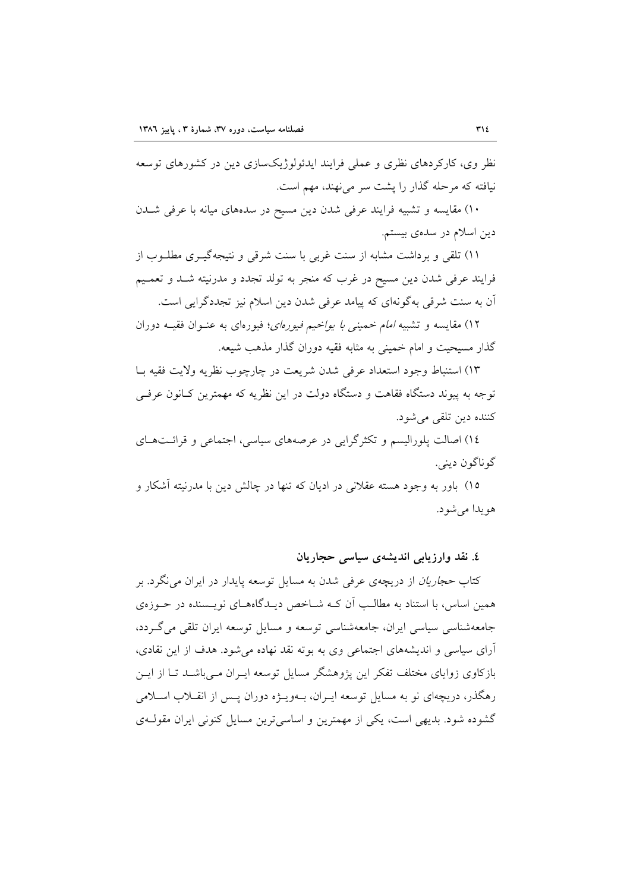نظر وی، کارکردهای نظری و عملی فرایند ایدئولوژیک‌سازی دین در کشورهای توسعه نیافته که مرحله گذار را پشت سر می‌نهند، مهم است.

۱۰) مقایسه و تشبیه فرایند عرفی شدن دین مسیح در سده‌های میانه با عرفی شدن دین اسلام در سده‌ی بیستم.

۱۱) تلقی و برداشت مشابه از سنت غربی با سنت شرقی و نتیجه‌گیری مطلوب از فرایند عرفی شدن دین مسیح در غرب که منجر به تولد تجدد و مدرنیته شد و تعمیم آن به سنت شرقی به‌گونه‌ای که پیامد عرفی شدن دین اسلام نیز تجددگرایی است.

۱۲) مقایسه و تشبیه *امام خمینی با یواخیم فیوره‌ای*؛ فیوره‌ای به عنوان فقیه دوران گذار مسیحیت و امام خمینی به مثابه فقیه دوران گذار مذهب شیعه.

۱۳) استنباط وجود استعداد عرفی شدن شریعت در چارچوب نظریه ولایت فقیه با توجه به پیوند دستگاه فقاهت و دستگاه دولت در این نظریه که مهمترین کانون عرفی کننده دین تلقی می‌شود.

۱۴) اصالت پلورالیسم و تکثرگرایی در عرصه‌های سیاسی، اجتماعی و قرائت‌های گوناگون دینی.

۱۵) باور به وجود هسته عقلانی در ادیان که تنها در چالش دین با مدرنیته آشکار و هویدا می‌شود.

### ٤. نقد وارزیابی اندیشه‌ی سیاسی حجاریان

کتاب *حجاریان* از دریچه‌ی عرفی شدن به مسایل توسعه پایدار در ایران می‌نگرد. بر همین اساس، با استناد به مطالب آن که شاخص دیدگاه‌های نویسنده در حوزه‌ی جامعه‌شناسی سیاسی ایران، جامعه‌شناسی توسعه و مسایل توسعه ایران تلقی می‌گردد، آرای سیاسی و اندیشه‌های اجتماعی وی به بوته نقد نهاده می‌شود. هدف از این نقادی، بازکاوی زوایای مختلف تفکر این پژوهشگر مسایل توسعه ایران می‌باشد تا از این رهگذر، دریچه‌ای نو به مسایل توسعه ایران، به‌ویژه دوران پس از انقلاب اسلامی گشوده شود. بدیهی است، یکی از مهمترین و اساسی‌ترین مسایل کنونی ایران مقوله‌ی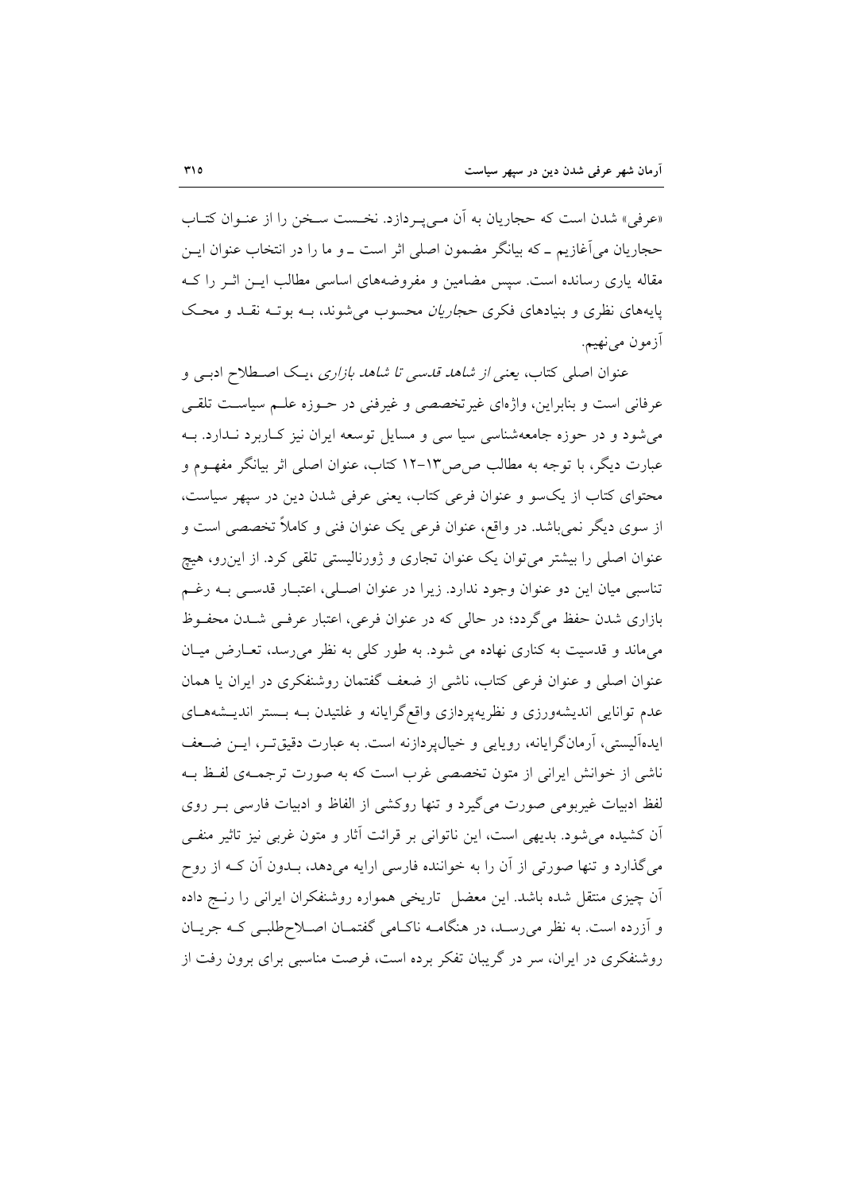«عرفی» شدن است که حجاریان به آن می‌پردازد. نخست سخن را از عنوان کتاب حجاریان می‌آغازیم ــ که بیانگر مضمون اصلی اثر است ــ و ما را در انتخاب عنوان این مقاله یاری رسانده است. سپس مضامین و مفروضه‌های اساسی مطالب این اثر را که پایه‌های نظری و بنیادهای فکری *حجاریان* محسوب می‌شوند، به بوته نقد و محک آزمون می‌نهیم.

عنوان اصلی کتاب، *یعنی از شاهد قدسی تا شاهد بازاری*، یک اصطلاح ادبی و عرفانی است و بنابراین، واژه‌ای غیرتخصصی و غیرفنی در حوزه علم سیاست تلقی می‌شود و در حوزه جامعه‌شناسی سیا سی و مسایل توسعه ایران نیز کاربرد ندارد. به عبارت دیگر، با توجه به مطالب ص‌ص۱۳-۱۲ کتاب، عنوان اصلی اثر بیانگر مفهوم و محتوای کتاب از یک‌سو و عنوان فرعی کتاب، یعنی عرفی شدن دین در سپهر سیاست، از سوی دیگر نمی‌باشد. در واقع، عنوان فرعی یک عنوان فنی و کاملاً تخصصی است و عنوان اصلی را بیشتر می‌توان یک عنوان تجاری و ژورنالیستی تلقی کرد. از این‌رو، هیچ تناسبی میان این دو عنوان وجود ندارد. زیرا در عنوان اصلی، اعتبار قدسی به رغم بازاری شدن حفظ می‌گردد؛ در حالی که در عنوان فرعی، اعتبار عرفی شدن محفوظ می‌ماند و قدسیت به کناری نهاده می شود. به طور کلی به نظر می‌رسد، تعارض میان عنوان اصلی و عنوان فرعی کتاب، ناشی از ضعف گفتمان روشنفکری در ایران یا همان عدم توانایی اندیشه‌ورزی و نظریه‌پردازی واقع‌گرایانه و غلتیدن به بستر اندیشه‌های ایده‌آلیستی، آرمان‌گرایانه، رویایی و خیال‌پردازنه است. به عبارت دقیق‌تر، این ضعف ناشی از خوانش ایرانی از متون تخصصی غرب است که به صورت ترجمه‌ی لفظ به لفظ ادبیات غیربومی صورت می‌گیرد و تنها روکشی از الفاظ و ادبیات فارسی بر روی آن کشیده می‌شود. بدیهی است، این ناتوانی بر قرائت آثار و متون غربی نیز تاثیر منفی می‌گذارد و تنها صورتی از آن را به خواننده فارسی ارایه می‌دهد، بدون آن که از روح آن چیزی منتقل شده باشد. این معضل تاریخی همواره روشنفکران ایرانی را رنج داده و آزرده است. به نظر می‌رسد، در هنگامه ناکامی گفتمان اصلاح‌طلبی که جریان روشنفکری در ایران، سر در گریبان تفکر برده است، فرصت مناسبی برای برون رفت از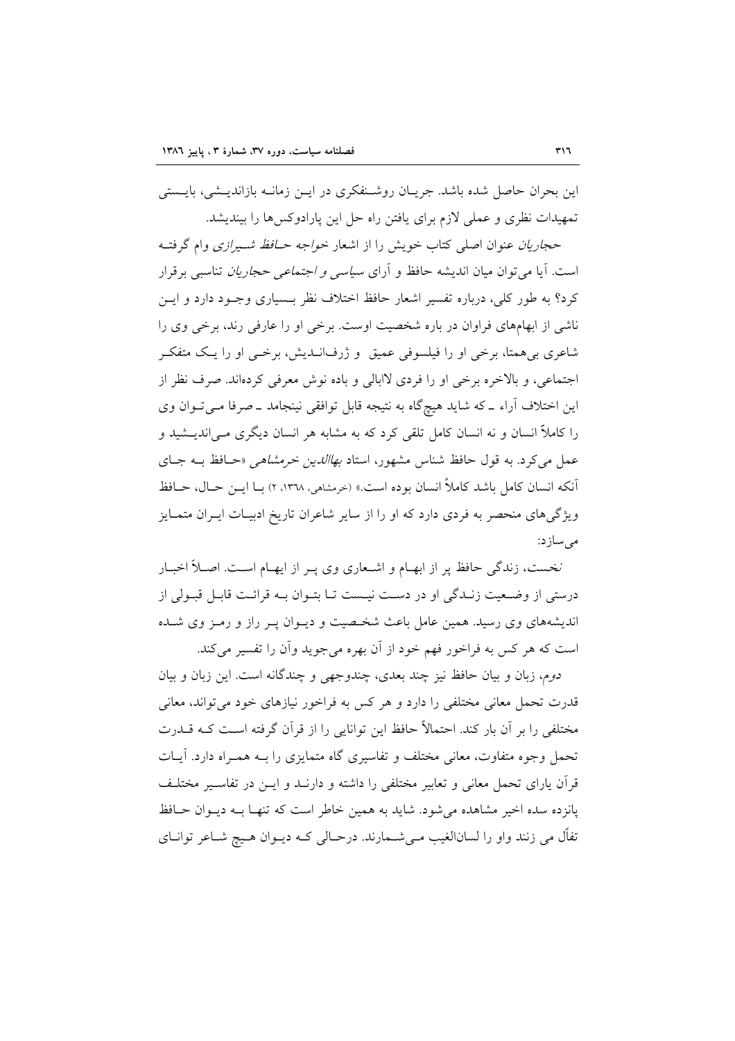این بحران حاصل شده باشد. جریان روشنفکری در این زمانه بازاندیشی، بایستی تمهیدات نظری و عملی لازم برای یافتن راه حل این پارادوکس‌ها را بیندیشد.

*حجاریان* عنوان اصلی کتاب خویش را از اشعار *خواجه حافظ شیرازی* وام گرفته است. آیا می‌توان میان اندیشه حافظ و آرای *سیاسی و اجتماعی حجاریان* تناسبی برقرار کرد؟ به طور کلی، درباره تفسیر اشعار حافظ اختلاف نظر بسیاری وجود دارد و این ناشی از ابهام‌های فراوان در باره شخصیت اوست. برخی او را عارفی رند، برخی وی را شاعری بی‌همتا، برخی او را فیلسوفی عمیق و ژرف‌اندیش، برخی او را یک متفکر اجتماعی، و بالاخره برخی او را فردی لاابالی و باده نوش معرفی کرده‌اند. صرف نظر از این اختلاف آراء ـ که شاید هیچ‌گاه به نتیجه قابل توافقی نینجامد ـ صرفا می‌توان وی را کاملاً انسان و نه انسان کامل تلقی کرد که به مشابه هر انسان دیگری می‌اندیشید و عمل می‌کرد. به قول حافظ شناس مشهور، استاد *بهاالدین خرمشاهی* «حافظ به جای آنکه انسان کامل باشد کاملاً انسان بوده است.» (خرمشاهی، ۱۳۶۸، ۲) با این حال، حافظ ویژگی‌های منحصر به فردی دارد که او را از سایر شاعران تاریخ ادبیات ایران متمایز می‌سازد:

*نخست*، زندگی حافظ پر از ابهام و اشعاری وی پر از ایهام است. اصلاً اخبار درستی از وضعیت زندگی او در دست نیست تا بتوان به قرائت قابل قبولی از اندیشه‌های وی رسید. همین عامل باعث شخصیت و دیوان پر راز و رمز وی شده است که هر کس به فراخور فهم خود از آن بهره می‌جوید وآن را تفسیر می‌کند.

*دوم*، زبان و بیان حافظ نیز چند بعدی، چندوجهی و چندگانه است. این زبان و بیان قدرت تحمل معانی مختلفی را دارد و هر کس به فراخور نیازهای خود می‌تواند، معانی مختلفی را بر آن بار کند. احتمالاً حافظ این توانایی را از قرآن گرفته است که قدرت تحمل وجوه متفاوت، معانی مختلف و تفاسیری گاه متمایزی را به همراه دارد. آیات قرآن یارای تحمل معانی و تعابیر مختلفی را داشته و دارند و این در تفاسیر مختلف پانزده سده اخیر مشاهده می‌شود. شاید به همین خاطر است که تنها به دیوان حافظ تفأل می زنند واو را لسان‌الغیب می‌شمارند. درحالی که دیوان هیچ شاعر توانای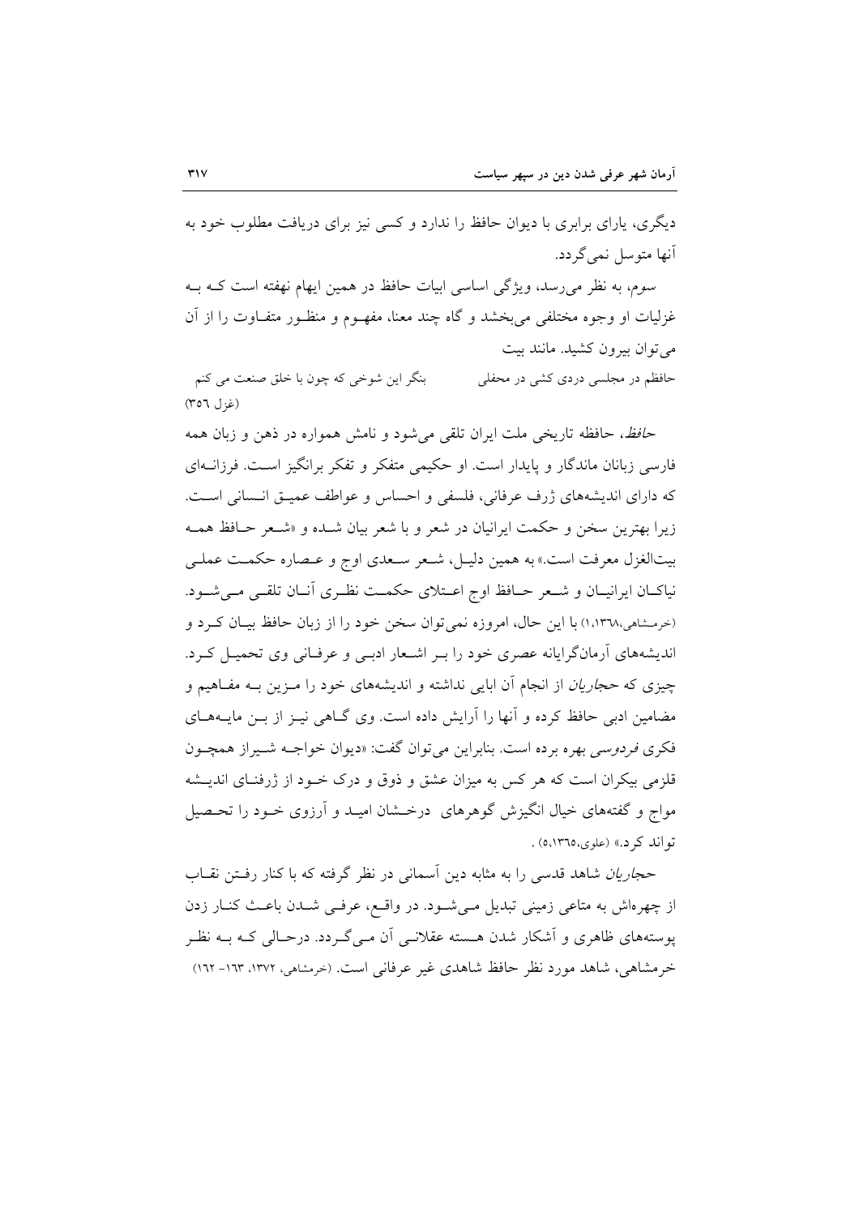دیگری، یارای برابری با دیوان حافظ را ندارد و کسی نیز برای دریافت مطلوب خود به آنها متوسل نمی‌گردد.

*سوم*، به نظر می‌رسد، ویژگی اساسی ابیات حافظ در همین ایهام نهفته است کـه بـه غزلیات او وجوه مختلفی می‌بخشد و گاه چند معنا، مفهـوم و منظـور متفـاوت را از آن می‌توان بیرون کشید. مانند بیت

حافظم در مجلسی دردی کشی در محفلی　　　بنگر این شوخی که چون با خلق صنعت می کنم
(غزل ٣٥٦)

*حافظ*، حافظه تاریخی ملت ایران تلقی می‌شود و نامش همواره در ذهن و زبان همه فارسی زبانان ماندگار و پایدار است. او حکیمی متفکر و تفکر برانگیز اسـت. فرزانـه‌ای که دارای اندیشه‌های ژرف عرفانی، فلسفی و احساس و عواطف عمیـق انـسانی اسـت. زیرا بهترین سخن و حکمت ایرانیان در شعر و با شعر بیان شـده و «شـعر حـافظ همـه بیت‌الغزل معرفت است.» به همین دلیـل، شـعر سـعدی اوج و عـصاره حکمـت عملـی نیاکـان ایرانیـان و شـعر حـافظ اوج اعـتلای حکمـت نظـری آنـان تلقـی مـی‌شـود. (خرمشاهی،١٣٦٨، ١) با این حال، امروزه نمی‌توان سخن خود را از زبان حافظ بیـان کـرد و اندیشه‌های آرمان‌گرایانه عصری خود را بـر اشـعار ادبـی و عرفـانی وی تحمیـل کـرد. چیزی که *حجاریان* از انجام آن ابایی نداشته و اندیشه‌های خود را مـزین بـه مفـاهیم و مضامین ادبی حافظ کرده و آنها را آرایش داده است. وی گـاهی نیـز از بـن مایـه‌هـای فکری *فردوسی* بهره برده است. بنابراین می‌توان گفت: «دیوان خواجـه شـیراز همچـون قلزمی بیکران است که هر کس به میزان عشق و ذوق و درک خـود از ژرفنـای اندیـشه مواج و گفته‌های خیال انگیزش گوهرهای درخـشان امیـد و آرزوی خـود را تحـصیل تواند کرد.» (علوی،١٣٦٥، ٥) .

*حجاریان* شاهد قدسی را به مثابه دین آسمانی در نظر گرفته که با کنار رفـتن نقـاب از چهره‌اش به متاعی زمینی تبدیل مـی‌شـود. در واقـع، عرفـی شـدن باعـث کنـار زدن پوسته‌های ظاهری و آشکار شدن هـسته عقلانـی آن مـی‌گـردد. درحـالی کـه بـه نظـر خرمشاهی، شاهد مورد نظر حافظ شاهدی غیر عرفانی است. (خرمشاهی، ١٣٧٢، ١٦٣- ١٦٢)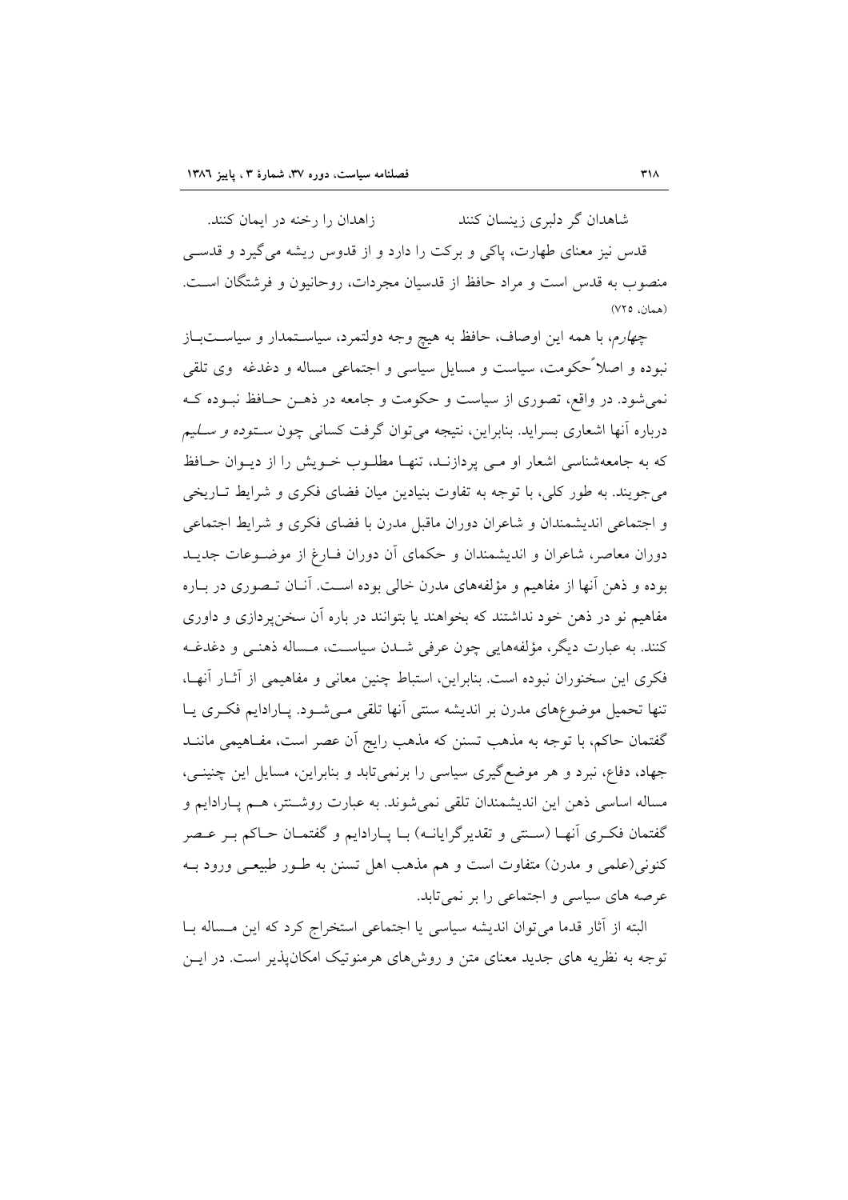شاهدان گر دلبری زینسان کنند          زاهدان را رخنه در ایمان کنند.

قدس نیز معنای طهارت، پاکی و برکت را دارد و از قدوس ریشه می‌گیرد و قدسی منصوب به قدس است و مراد حافظ از قدسیان مجردات، روحانیون و فرشتگان است. (همان، ٧٢٥)

*چهارم*، با همه این اوصاف، حافظ به هیچ وجه دولتمرد، سیاستمدار و سیاست‌باز نبوده و اصلاً حکومت، سیاست و مسایل سیاسی و اجتماعی مساله و دغدغه وی تلقی نمی‌شود. در واقع، تصوری از سیاست و حکومت و جامعه در ذهن حافظ نبوده که درباره آنها اشعاری بسراید. بنابراین، نتیجه می‌توان گرفت کسانی چون *ستوده و سلیم* که به جامعه‌شناسی اشعار او می پردازند، تنها مطلوب خویش را از دیوان حافظ می‌جویند. به طور کلی، با توجه به تفاوت بنیادین میان فضای فکری و شرایط تاریخی و اجتماعی اندیشمندان و شاعران دوران ماقبل مدرن با فضای فکری و شرایط اجتماعی دوران معاصر، شاعران و اندیشمندان و حکمای آن دوران فارغ از موضوعات جدید بوده و ذهن آنها از مفاهیم و مؤلفه‌های مدرن خالی بوده است. آنان تصوری در باره مفاهیم نو در ذهن خود نداشتند که بخواهند یا بتوانند در باره آن سخن‌پردازی و داوری کنند. به عبارت دیگر، مؤلفه‌هایی چون عرفی شدن سیاست، مساله ذهنی و دغدغه فکری این سخنوران نبوده است. بنابراین، استباط چنین معانی و مفاهیمی از آثار آنها، تنها تحمیل موضوع‌های مدرن بر اندیشه سنتی آنها تلقی می‌شود. پارادایم فکری یا گفتمان حاکم، با توجه به مذهب تسنن که مذهب رایج آن عصر است، مفاهیمی مانند جهاد، دفاع، نبرد و هر موضع‌گیری سیاسی را برنمی‌تابد و بنابراین، مسایل این چنینی، مساله اساسی ذهن این اندیشمندان تلقی نمی‌شوند. به عبارت روشنتر، هم پارادایم و گفتمان فکری آنها (سنتی و تقدیرگرایانه) با پارادایم و گفتمان حاکم بر عصر کنونی(علمی و مدرن) متفاوت است و هم مذهب اهل تسنن به طور طبیعی ورود به عرصه های سیاسی و اجتماعی را بر نمی‌تابد.

البته از آثار قدما می‌توان اندیشه سیاسی یا اجتماعی استخراج کرد که این مساله با توجه به نظریه های جدید معنای متن و روش‌های هرمنوتیک امکان‌پذیر است. در این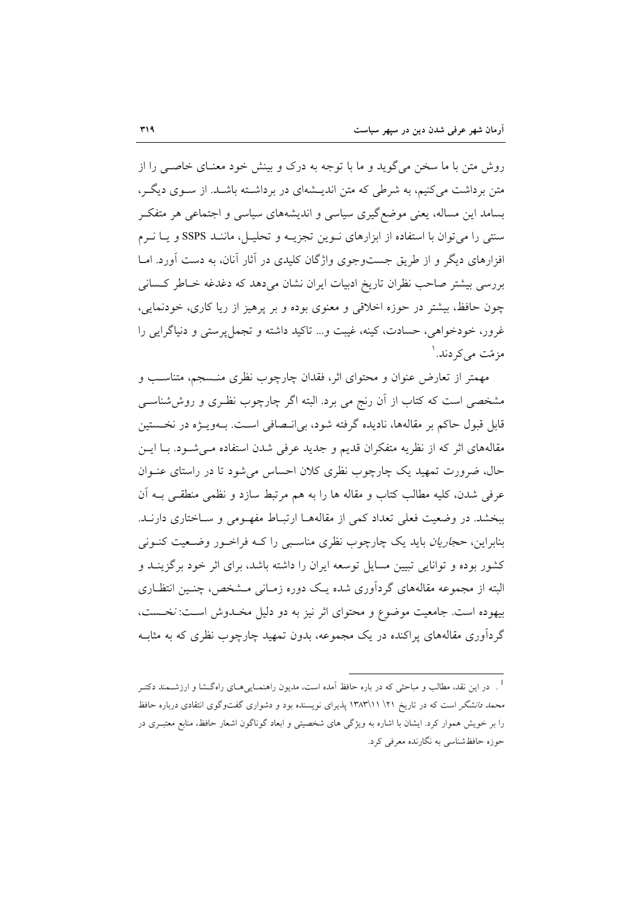روش متن با ما سخن می‌گوید و ما با توجه به درک و بینش خود معنای خاصی را از متن برداشت می‌کنیم، به شرطی که متن اندیشه‌ای در برداشته باشد. از سوی دیگر، بسامد این مساله، یعنی موضع‌گیری سیاسی و اندیشه‌های سیاسی و اجتماعی هر متفکر سنتی را می‌توان با استفاده از ابزارهای نوین تجزیه و تحلیل، مانند SSPS و یا نرم افزارهای دیگر و از طریق جست‌وجوی واژگان کلیدی در آثار آنان، به دست آورد. اما بررسی بیشتر صاحب نظران تاریخ ادبیات ایران نشان می‌دهد که دغدغه خاطر کسانی چون حافظ، بیشتر در حوزه اخلاقی و معنوی بوده و بر پرهیز از ریا کاری، خودنمایی، غرور، خودخواهی، حسادت، کینه، غیبت و... تاکید داشته و تجمل‌پرستی و دنیاگرایی را مزمّت می‌کردند.[1]

مهمتر از تعارض عنوان و محتوای اثر، فقدان چارچوب نظری منسجم، متناسب و مشخصی است که کتاب از آن رنج می برد. البته اگر چارچوب نظری و روش‌شناسی قابل قبول حاکم بر مقاله‌ها، نادیده گرفته شود، بی‌انصافی است. به‌ویژه در نخستین مقاله‌های اثر که از نظریه متفکران قدیم و جدید عرفی شدن استفاده می‌شود. با این حال، ضرورت تمهید یک چارچوب نظری کلان احساس می‌شود تا در راستای عنوان عرفی شدن، کلیه مطالب کتاب و مقاله ها را به هم مرتبط سازد و نظمی منطقی به آن ببخشد. در وضعیت فعلی تعداد کمی از مقاله‌ها ارتباط مفهومی و ساختاری دارند. بنابراین، *حجاریان* باید یک چارچوب نظری مناسبی را که فراخور وضعیت کنونی کشور بوده و توانایی تبیین مسایل توسعه ایران را داشته باشد، برای اثر خود برگزیند و البته از مجموعه مقاله‌های گردآوری شده یک دوره زمانی مشخص، چنین انتظاری بیهوده است. جامعیت موضوع و محتوای اثر نیز به دو دلیل مخدوش است: *نخست*، گردآوری مقاله‌های پراکنده در یک مجموعه، بدون تمهید چارچوب نظری که به مثابه

---

[1]. در این نقد، مطالب و مباحثی که در باره حافظ آمده است، مدیون راهنمایی‌های راه‌گشا و ارزشمند دکتر محمد *دانشگر* است که در تاریخ ۲۱\ ۱۳۸۳\۱۱ پذیرای نویسنده بود و دشواری گفت‌وگوی انتقادی درباره حافظ را بر خویش هموار کرد. ایشان با اشاره به ویژگی های شخصیتی و ابعاد گوناگون اشعار حافظ، منابع معتبری در حوزه حافظ‌شناسی به نگارنده معرفی کرد.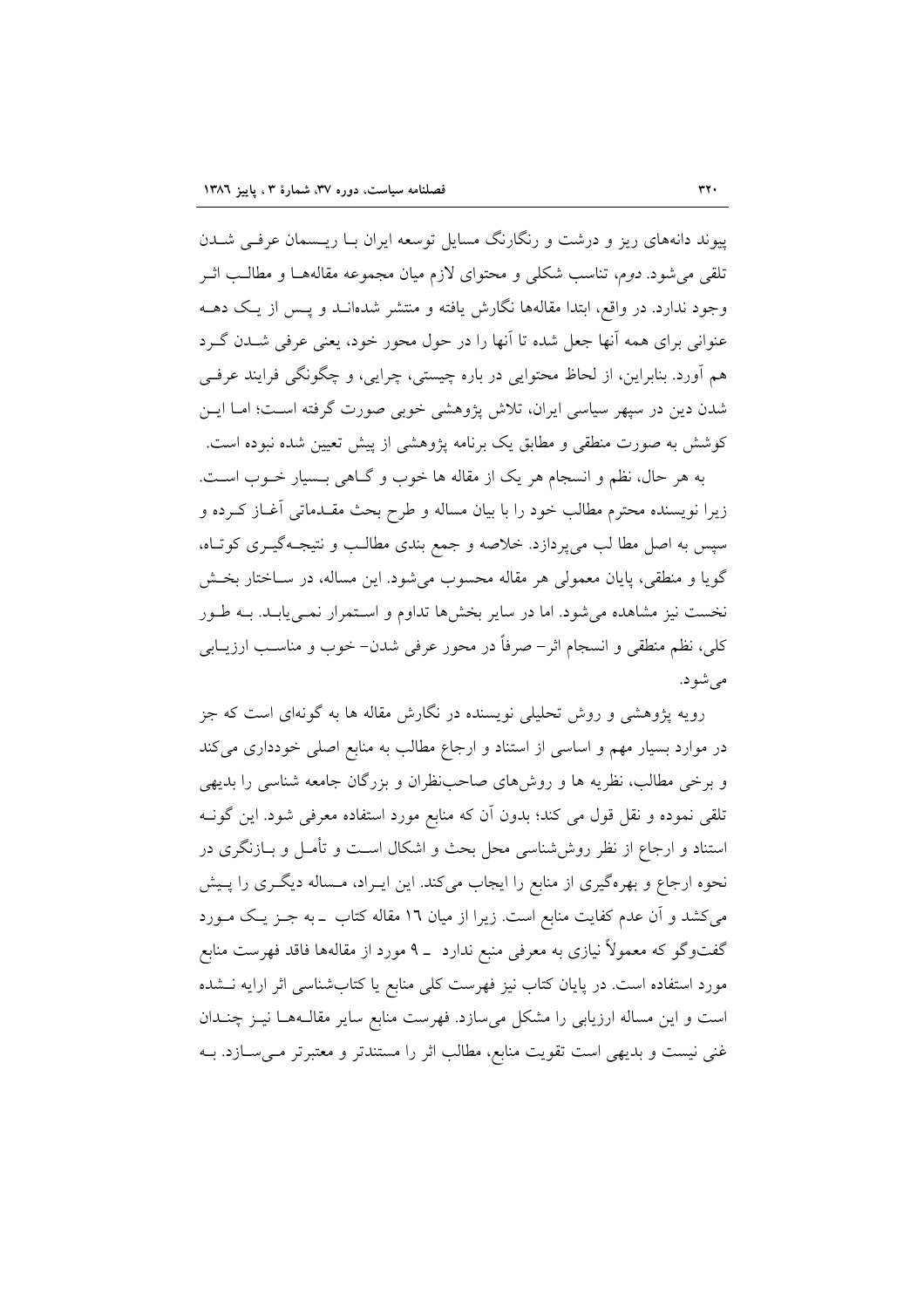پیوند دانه‌های ریز و درشت و رنگارنگ مسایل توسعه ایران بـا ریسـمان عرفـی شـدن تلقی می‌شود. *دوم*، تناسب شکلی و محتوای لازم میان مجموعه مقاله‌هـا و مطالـب اثـر وجود ندارد. در واقع، ابتدا مقاله‌ها نگارش یافته و منتشر شده‌انـد و پـس از یـک دهـه عنوانی برای همه آنها جعل شده تا آنها را در حول محور خود، یعنی عرفی شـدن گـرد هم آورد. بنابراین، از لحاظ محتوایی در باره چیستی، چرایی، و چگونگی فرایند عرفـی شدن دین در سپهر سیاسی ایران، تلاش پژوهشی خوبی صورت گرفته اسـت؛ امـا ایـن کوشش به صورت منطقی و مطابق یک برنامه پژوهشی از پیش تعیین شده نبوده است.

به هر حال، نظم و انسجام هر یک از مقاله ها خوب و گـاهی بـسیار خـوب اسـت. زیرا نویسنده محترم مطالب خود را با بیان مساله و طرح بحث مقـدماتی آغـاز کـرده و سپس به اصل مطا لب می‌پردازد. خلاصه و جمع بندی مطالـب و نتیجـه‌گیـری کوتـاه، گویا و منطقی، پایان معمولی هر مقاله محسوب می‌شود. این مساله، در سـاختار بخـش نخست نیز مشاهده می‌شود. اما در سایر بخش‌ها تداوم و اسـتمرار نمـی‌یابـد. بـه طـور کلی، نظم منطقی و انسجام اثر- صرفاً در محور عرفی شدن- خوب و مناسـب ارزیـابی می‌شود.

رویه پژوهشی و روش تحلیلی نویسنده در نگارش مقاله ها به گونه‌ای است که جز در موارد بسیار مهم و اساسی از استناد و ارجاع مطالب به منابع اصلی خودداری می‌کند و برخی مطالب، نظریه ها و روش‌های صاحب‌نظران و بزرگان جامعه شناسی را بدیهی تلقی نموده و نقل قول می کند؛ بدون آن که منابع مورد استفاده معرفی شود. این گونـه استناد و ارجاع از نظر روش‌شناسی محل بحث و اشکال اسـت و تأمـل و بـازنگری در نحوه ارجاع و بهره‌گیری از منابع را ایجاب می‌کند. این ایـراد، مـساله دیگـری را پـیش می‌کشد و آن عدم کفایت منابع است. زیرا از میان ١٦ مقاله کتاب ـ به جـز یـک مـورد گفت‌وگو که معمولاً نیازی به معرفی منبع ندارد ـ ٩ مورد از مقاله‌ها فاقد فهرست منابع مورد استفاده است. در پایان کتاب نیز فهرست کلی منابع یا کتاب‌شناسی اثر ارایه نـشده است و این مساله ارزیابی را مشکل می‌سازد. فهرست منابع سایر مقالـه‌هـا نیـز چنـدان غنی نیست و بدیهی است تقویت منابع، مطالب اثر را مستندتر و معتبرتر مـی‌سـازد. بـه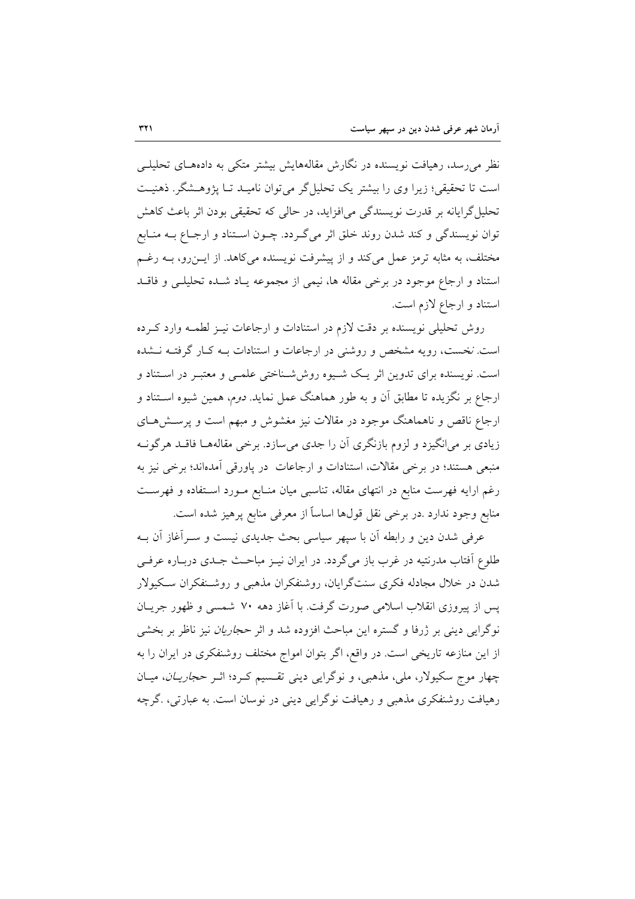نظر می‌رسد، رهیافت نویسنده در نگارش مقاله‌هایش بیشتر متکی به داده‌های تحلیلی است تا تحقیقی؛ زیرا وی را بیشتر یک تحلیل‌گر می‌توان نامید تا پژوهشگر. ذهنیت تحلیل‌گرایانه بر قدرت نویسندگی می‌افزاید، در حالی که تحقیقی بودن اثر باعث کاهش توان نویسندگی و کند شدن روند خلق اثر می‌گردد. چون استناد و ارجاع به منابع مختلف، به مثابه ترمز عمل می‌کند و از پیشرفت نویسنده می‌کاهد. از این‌رو، به رغم استناد و ارجاع موجود در برخی مقاله ها، نیمی از مجموعه یاد شده تحلیلی و فاقد استناد و ارجاع لازم است.

روش تحلیلی نویسنده بر دقت لازم در استنادات و ارجاعات نیز لطمه وارد کرده است. *نخست*، رویه مشخص و روشنی در ارجاعات و استنادات به کار گرفته نشده است. نویسنده برای تدوین اثر یک شیوه روش‌شناختی علمی و معتبر در استناد و ارجاع بر نگزیده تا مطابق آن و به طور هماهنگ عمل نماید. *دوم*، همین شیوه استناد و ارجاع ناقص و ناهماهنگ موجود در مقالات نیز مغشوش و مبهم است و پرسش‌های زیادی بر می‌انگیزد و لزوم بازنگری آن را جدی می‌سازد. برخی مقاله‌ها فاقد هرگونه منبعی هستند؛ در برخی مقالات، استنادات و ارجاعات در پاورقی آمده‌اند؛ برخی نیز به رغم ارایه فهرست منابع در انتهای مقاله، تناسبی میان منابع مورد استفاده و فهرست منابع وجود ندارد .در برخی نقل قول‌ها اساساً از معرفی منابع پرهیز شده است.

عرفی شدن دین و رابطه آن با سپهر سیاسی بحث جدیدی نیست و سرآغاز آن به طلوع آفتاب مدرنتیه در غرب باز می‌گردد. در ایران نیز مباحث جدی درباره عرفی شدن در خلال مجادله فکری سنت‌گرایان، روشنفکران مذهبی و روشنفکران سکیولار پس از پیروزی انقلاب اسلامی صورت گرفت. با آغاز دهه ۷۰ شمسی و ظهور جریان نوگرایی دینی بر ژرفا و گستره این مباحث افزوده شد و اثر *حجاریان* نیز ناظر بر بخشی از این منازعه تاریخی است. در واقع، اگر بتوان امواج مختلف روشنفکری در ایران را به چهار موج سکیولار، ملی، مذهبی، و نوگرایی دینی تقسیم کرد؛ اثر *حجاریان*، میان رهیافت روشنفکری مذهبی و رهیافت نوگرایی دینی در نوسان است. به عبارتی، .گرچه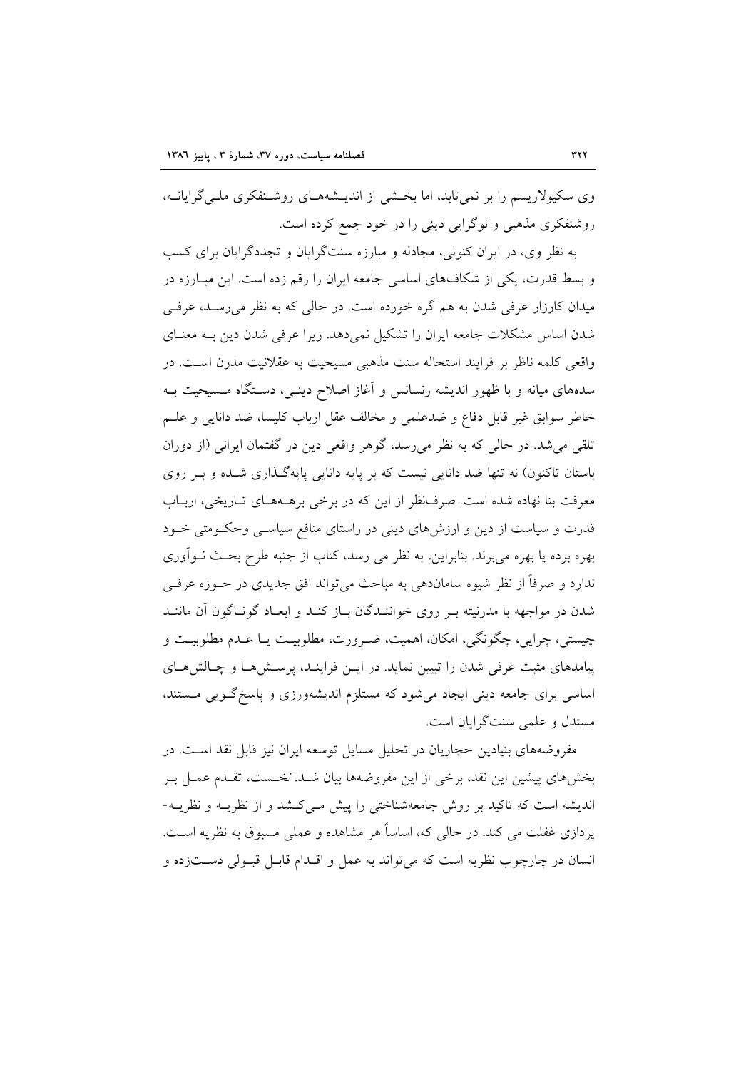وی سکیولاریسم را بر نمی‌تابد، اما بخشی از اندیشه‌های روشنفکری ملی‌گرایانه، روشنفکری مذهبی و نوگرایی دینی را در خود جمع کرده است.

به نظر وی، در ایران کنونی، مجادله و مبارزه سنت‌گرایان و تجددگرایان برای کسب و بسط قدرت، یکی از شکاف‌های اساسی جامعه ایران را رقم زده است. این مبارزه در میدان کارزار عرفی شدن به هم گره خورده است. در حالی که به نظر می‌رسد، عرفی شدن اساس مشکلات جامعه ایران را تشکیل نمی‌دهد. زیرا عرفی شدن دین به معنای واقعی کلمه ناظر بر فرایند استحاله سنت مذهبی مسیحیت به عقلانیت مدرن است. در سده‌های میانه و با ظهور اندیشه رنسانس و آغاز اصلاح دینی، دستگاه مسیحیت به خاطر سوابق غیر قابل دفاع و ضدعلمی و مخالف عقل ارباب کلیسا، ضد دانایی و علم تلقی می‌شد. در حالی که به نظر می‌رسد، گوهر واقعی دین در گفتمان ایرانی (از دوران باستان تاکنون) نه تنها ضد دانایی نیست که بر پایه دانایی پایه‌گذاری شده و بر روی معرفت بنا نهاده شده است. صرف‌نظر از این که در برخی برهه‌های تاریخی، ارباب قدرت و سیاست از دین و ارزش‌های دینی در راستای منافع سیاسی وحکومتی خود بهره برده یا بهره می‌برند. بنابراین، به نظر می رسد، کتاب از جنبه طرح بحث نوآوری ندارد و صرفاً از نظر شیوه سامان‌دهی به مباحث می‌تواند افق جدیدی در حوزه عرفی شدن در مواجهه با مدرنیته بر روی خوانندگان باز کند و ابعاد گوناگون آن مانند چیستی، چرایی، چگونگی، امکان، اهمیت، ضرورت، مطلوبیت یا عدم مطلوبیت و پیامدهای مثبت عرفی شدن را تبیین نماید. در این فرایند، پرسش‌ها و چالش‌های اساسی برای جامعه دینی ایجاد می‌شود که مستلزم اندیشه‌ورزی و پاسخ‌گویی مستند، مستدل و علمی سنت‌گرایان است.

مفروضه‌های بنیادین حجاریان در تحلیل مسایل توسعه ایران نیز قابل نقد است. در بخش‌های پیشین این نقد، برخی از این مفروضه‌ها بیان شد. *نخست*، تقدم عمل بر اندیشه است که تاکید بر روش جامعه‌شناختی را پیش می‌کشد و از نظریه و نظریه‌پردازی غفلت می کند. در حالی که، اساساً هر مشاهده و عملی مسبوق به نظریه است. انسان در چارچوب نظریه است که می‌تواند به عمل و اقدام قابل قبولی دست‌زده و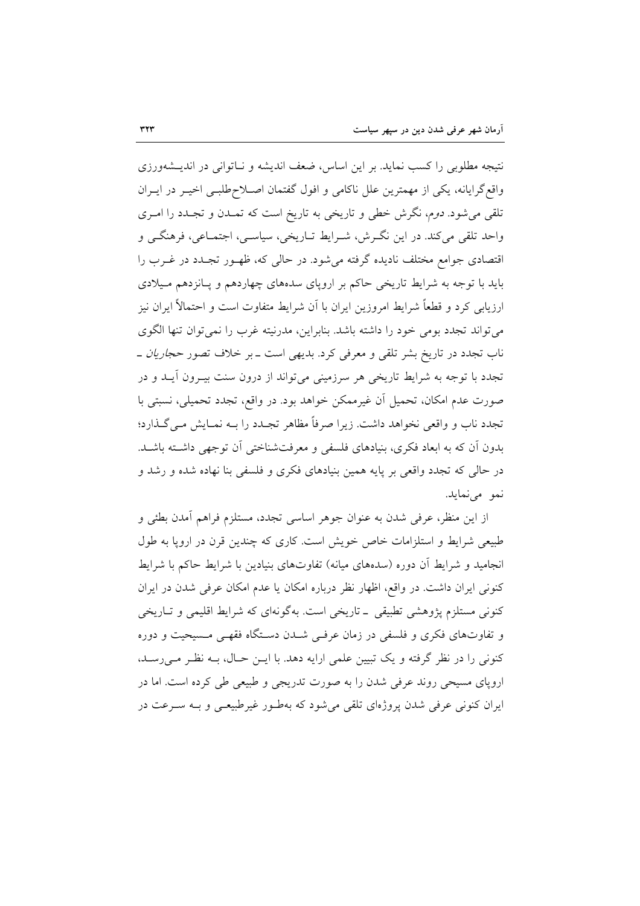نتیجه مطلوبی را کسب نماید. بر این اساس، ضعف اندیشه و ناتوانی در اندیشه‌ورزی واقع‌گرایانه، یکی از مهمترین علل ناکامی و افول گفتمان اصلاح‌طلبی اخیر در ایران تلقی می‌شود. *دوم*، نگرش خطی و تاریخی به تاریخ است که تمدن و تجدد را امری واحد تلقی می‌کند. در این نگرش، شرایط تاریخی، سیاسی، اجتماعی، فرهنگی و اقتصادی جوامع مختلف نادیده گرفته می‌شود. در حالی که، ظهور تجدد در غرب را باید با توجه به شرایط تاریخی حاکم بر اروپای سده‌های چهاردهم و پانزدهم میلادی ارزیابی کرد و قطعاً شرایط امروزین ایران با آن شرایط متفاوت است و احتمالاً ایران نیز می‌تواند تجدد بومی خود را داشته باشد. بنابراین، مدرنیته غرب را نمی‌توان تنها الگوی ناب تجدد در تاریخ بشر تلقی و معرفی کرد. بدیهی است ـ بر خلاف تصور *حجاریان* ـ تجدد با توجه به شرایط تاریخی هر سرزمینی می‌تواند از درون سنت بیرون آید و در صورت عدم امکان، تحمیل آن غیرممکن خواهد بود. در واقع، تجدد تحمیلی، نسبتی با تجدد ناب و واقعی نخواهد داشت. زیرا صرفاً مظاهر تجدد را به نمایش می‌گذارد؛ بدون آن که به ابعاد فکری، بنیادهای فلسفی و معرفت‌شناختی آن توجهی داشته باشد. در حالی که تجدد واقعی بر پایه همین بنیادهای فکری و فلسفی بنا نهاده شده و رشد و نمو می‌نماید.

از این منظر، عرفی شدن به عنوان جوهر اساسی تجدد، مستلزم فراهم آمدن بطئی و طبیعی شرایط و استلزامات خاص خویش است. کاری که چندین قرن در اروپا به طول انجامید و شرایط آن دوره (سده‌های میانه) تفاوت‌های بنیادین با شرایط حاکم با شرایط کنونی ایران داشت. در واقع، اظهار نظر درباره امکان یا عدم امکان عرفی شدن در ایران کنونی مستلزم پژوهشی تطبیقی ـ تاریخی است. به‌گونه‌ای که شرایط اقلیمی و تاریخی و تفاوت‌های فکری و فلسفی در زمان عرفی شدن دستگاه فقهی مسیحیت و دوره کنونی را در نظر گرفته و یک تبیین علمی ارایه دهد. با این حال، به نظر می‌رسد، اروپای مسیحی روند عرفی شدن را به صورت تدریجی و طبیعی طی کرده است. اما در ایران کنونی عرفی شدن پروژه‌ای تلقی می‌شود که به‌طور غیرطبیعی و به سرعت در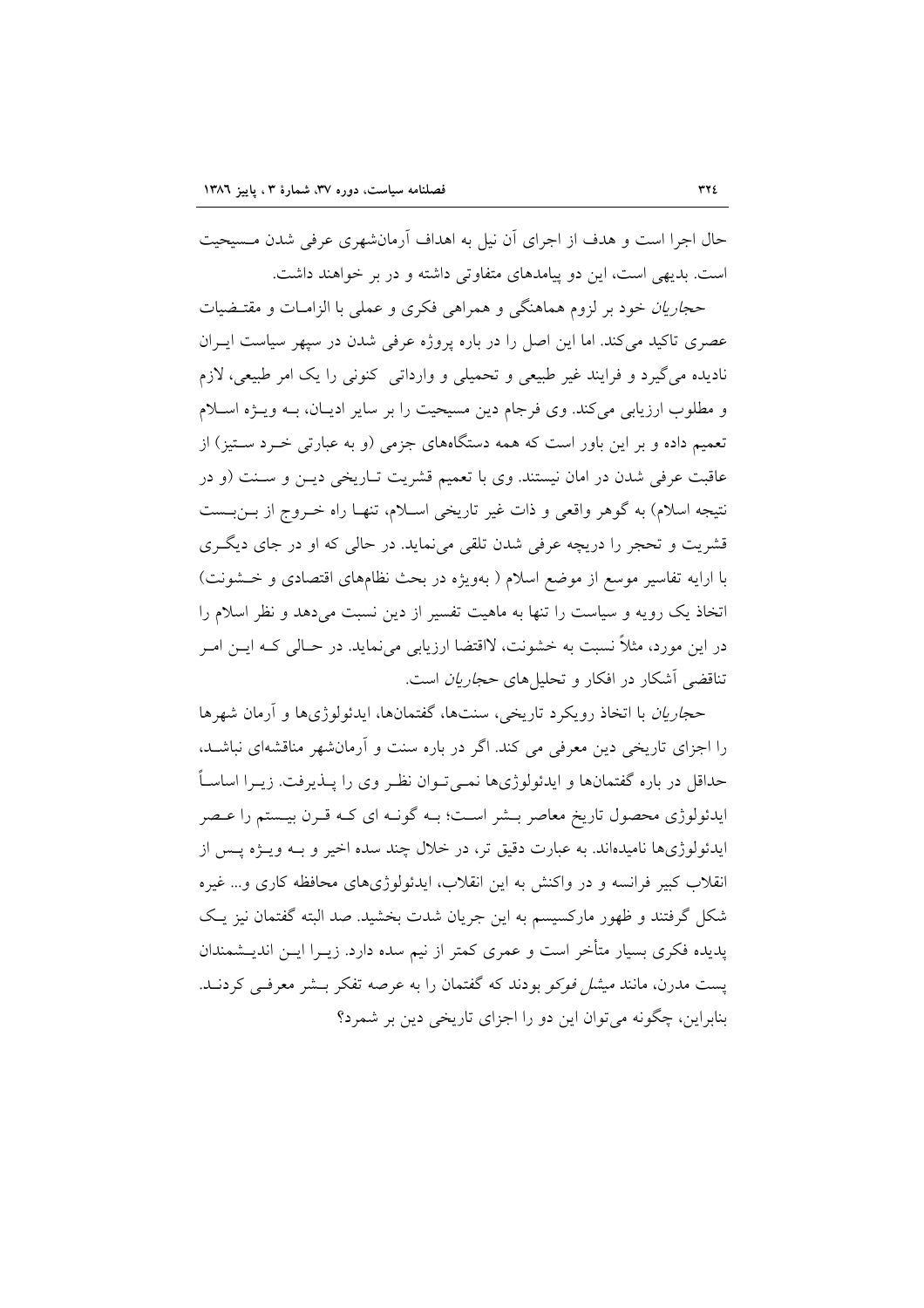حال اجرا است و هدف از اجرای آن نیل به اهداف آرمان‌شهری عرفی شدن مسیحیت است. بدیهی است، این دو پیامدهای متفاوتی داشته و در بر خواهند داشت.

*حجاریان* خود بر لزوم هماهنگی و همراهی فکری و عملی با الزامات و مقتضیات عصری تاکید می‌کند. اما این اصل را در باره پروژه عرفی شدن در سپهر سیاست ایران نادیده می‌گیرد و فرایند غیر طبیعی و تحمیلی و وارداتی کنونی را یک امر طبیعی، لازم و مطلوب ارزیابی می‌کند. وی فرجام دین مسیحیت را بر سایر ادیان، به ویژه اسلام تعمیم داده و بر این باور است که همه دستگاه‌های جزمی (و به عبارتی خرد ستیز) از عاقبت عرفی شدن در امان نیستند. وی با تعمیم قشریت تاریخی دین و سنت (و در نتیجه اسلام) به گوهر واقعی و ذات غیر تاریخی اسلام، تنها راه خروج از بن‌بست قشریت و تحجر را دریچه عرفی شدن تلقی می‌نماید. در حالی که او در جای دیگری با ارایه تفاسیر موسع از موضع اسلام ( بویژه در بحث نظام‌های اقتصادی و خشونت) اتخاذ یک رویه و سیاست را تنها به ماهیت تفسیر از دین نسبت می‌دهد و نظر اسلام را در این مورد، مثلاً نسبت به خشونت، لااقتضا ارزیابی می‌نماید. در حالی که این امر تناقضی آشکار در افکار و تحلیل‌های *حجاریان* است.

*حجاریان* با اتخاذ رویکرد تاریخی، سنت‌ها، گفتمان‌ها، ایدئولوژی‌ها و آرمان شهرها را اجزای تاریخی دین معرفی می کند. اگر در باره سنت و آرمان‌شهر مناقشه‌ای نباشد، حداقل در باره گفتمان‌ها و ایدئولوژی‌ها نمی‌توان نظر وی را پذیرفت. زیرا اساساً ایدئولوژی محصول تاریخ معاصر بشر است؛ به گونه ای که قرن بیستم را عصر ایدئولوژی‌ها نامیده‌اند. به عبارت دقیق تر، در خلال چند سده اخیر و به ویژه پس از انقلاب کبیر فرانسه و در واکنش به این انقلاب، ایدئولوژی‌های محافظه کاری و... غیره شکل گرفتند و ظهور مارکسیسم به این جریان شدت بخشید. صد البته گفتمان نیز یک پدیده فکری بسیار متأخر است و عمری کمتر از نیم سده دارد. زیرا این اندیشمندان پست مدرن، مانند *میشل فوکو* بودند که گفتمان را به عرصه تفکر بشر معرفی کردند. بنابراین، چگونه می‌توان این دو را اجزای تاریخی دین بر شمرد؟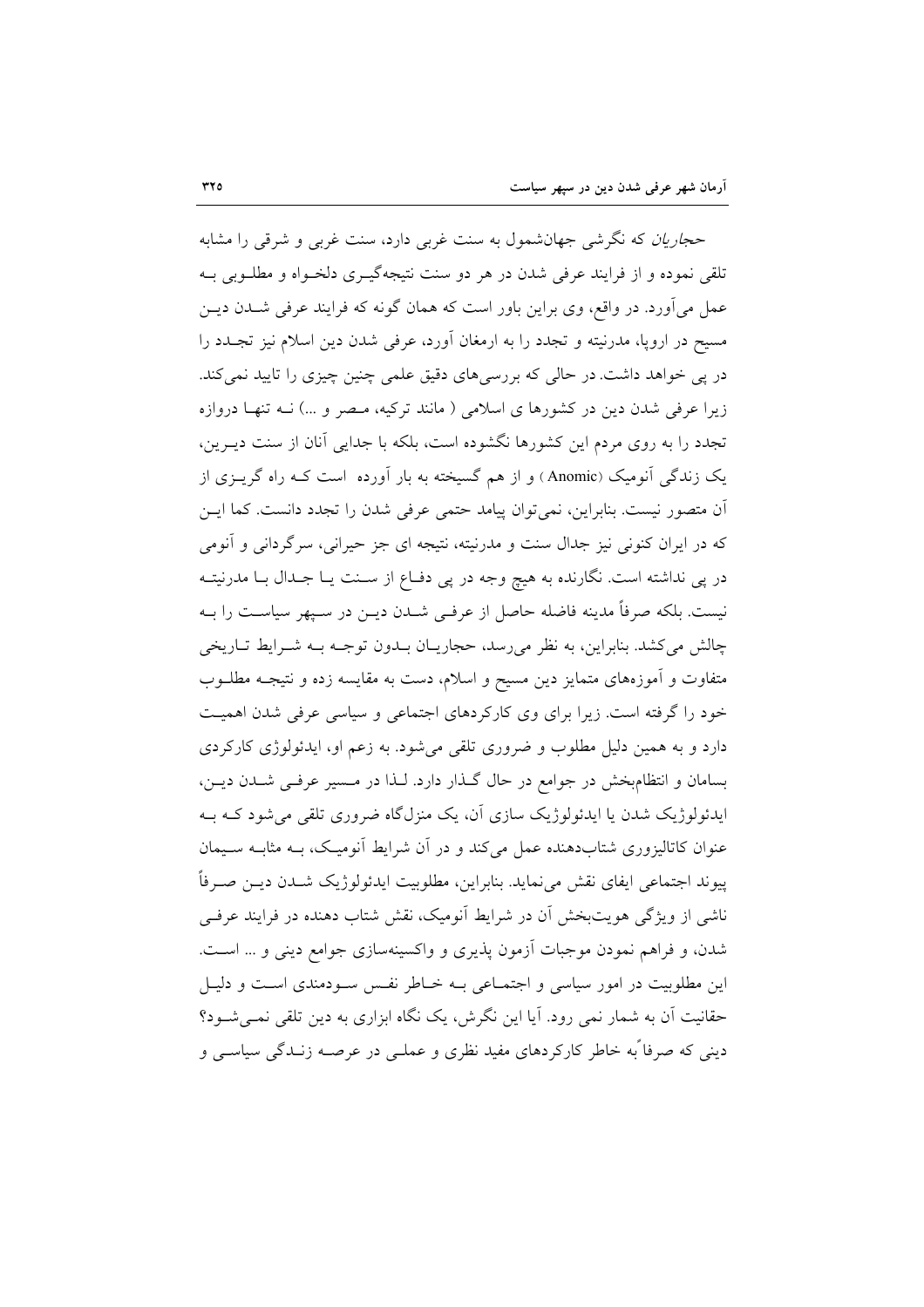*حجاریان* که نگرشی جهان‌شمول به سنت غربی دارد، سنت غربی و شرقی را مشابه تلقی نموده و از فرایند عرفی شدن در هر دو سنت نتیجه‌گیری دلخواه و مطلوبی به عمل می‌آورد. در واقع، وی براین باور است که همان گونه که فرایند عرفی شدن دین مسیح در اروپا، مدرنیته و تجدد را به ارمغان آورد، عرفی شدن دین اسلام نیز تجدد را در پی خواهد داشت. در حالی که بررسی‌های دقیق علمی چنین چیزی را تایید نمی‌کند. زیرا عرفی شدن دین در کشورها ی اسلامی ( مانند ترکیه، مصر و ...) نه تنها دروازه تجدد را به روی مردم این کشورها نگشوده است، بلکه با جدایی آنان از سنت دیرین، یک زندگی آنومیک (Anomic ) و از هم گسیخته به بار آورده است که راه گریزی از آن متصور نیست. بنابراین، نمی‌توان پیامد حتمی عرفی شدن را تجدد دانست. کما این که در ایران کنونی نیز جدال سنت و مدرنیته، نتیجه ای جز حیرانی، سرگردانی و آنومی در پی نداشته است. نگارنده به هیچ وجه در پی دفاع از سنت یا جدال با مدرنیته نیست. بلکه صرفاً مدینه فاضله حاصل از عرفی شدن دین در سپهر سیاست را به چالش می‌کشد. بنابراین، به نظر می‌رسد، حجاریان بدون توجه به شرایط تاریخی متفاوت و آموزه‌های متمایز دین مسیح و اسلام، دست به مقایسه زده و نتیجه مطلوب خود را گرفته است. زیرا برای وی کارکردهای اجتماعی و سیاسی عرفی شدن اهمیت دارد و به همین دلیل مطلوب و ضروری تلقی می‌شود. به زعم او، ایدئولوژی کارکردی بسامان و انتظام‌بخش در جوامع در حال گذار دارد. لذا در مسیر عرفی شدن دین، ایدئولوژیک شدن یا ایدئولوژیک سازی آن، یک منزل‌گاه ضروری تلقی می‌شود که به عنوان کاتالیزوری شتاب‌دهنده عمل می‌کند و در آن شرایط آنومیک، به مثابه سیمان پیوند اجتماعی ایفای نقش می‌نماید. بنابراین، مطلوبیت ایدئولوژیک شدن دین صرفاً ناشی از ویژگی هویت‌بخش آن در شرایط آنومیک، نقش شتاب دهنده در فرایند عرفی شدن، و فراهم نمودن موجبات آزمون پذیری و واکسینه‌سازی جوامع دینی و ... است. این مطلوبیت در امور سیاسی و اجتماعی به خاطر نفس سودمندی است و دلیل حقانیت آن به شمار نمی رود. آیا این نگرش، یک نگاه ابزاری به دین تلقی نمی‌شود؟ دینی که صرفاً به خاطر کارکردهای مفید نظری و عملی در عرصه زندگی سیاسی و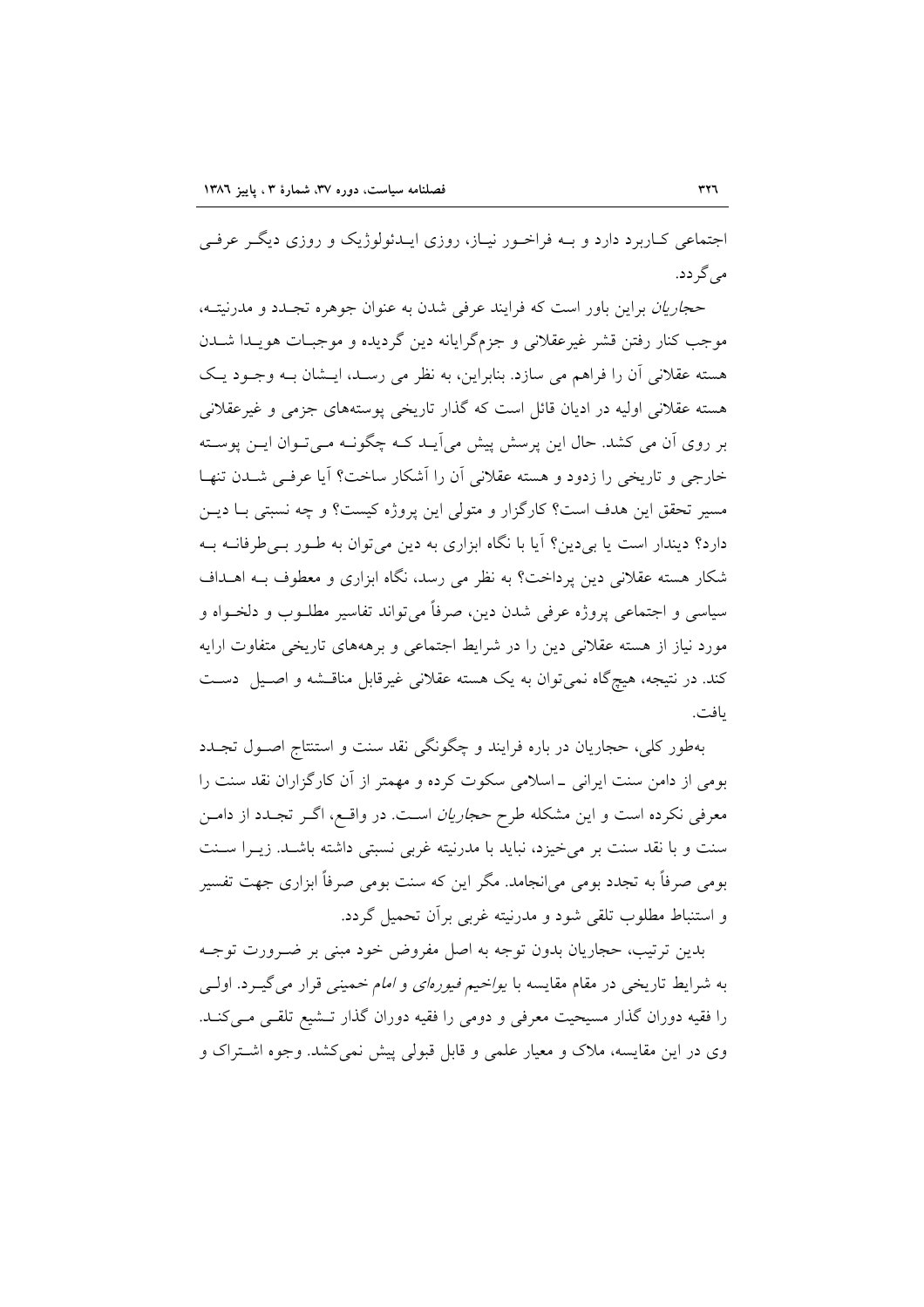اجتماعی کاربرد دارد و به فراخور نیاز، روزی ایدئولوژیک و روزی دیگر عرفی می‌گردد.

*حجاریان* براین باور است که فرایند عرفی شدن به عنوان جوهره تجدد و مدرنیته، موجب کنار رفتن قشر غیرعقلانی و جزم‌گرایانه دین گردیده و موجبات هویدا شدن هسته عقلانی آن را فراهم می سازد. بنابراین، به نظر می رسد، ایشان به وجود یک هسته عقلانی اولیه در ادیان قائل است که گذار تاریخی پوسته‌های جزمی و غیرعقلانی بر روی آن می کشد. حال این پرسش پیش می‌آید که چگونه می‌توان این پوسته خارجی و تاریخی را زدود و هسته عقلانی آن را آشکار ساخت؟ آیا عرفی شدن تنها مسیر تحقق این هدف است؟ کارگزار و متولی این پروژه کیست؟ و چه نسبتی با دین دارد؟ دیندار است یا بی‌دین؟ آیا با نگاه ابزاری به دین می‌توان به طور بی‌طرفانه به شکار هسته عقلانی دین پرداخت؟ به نظر می رسد، نگاه ابزاری و معطوف به اهداف سیاسی و اجتماعی پروژه عرفی شدن دین، صرفاً می‌تواند تفاسیر مطلوب و دلخواه و مورد نیاز از هسته عقلانی دین را در شرایط اجتماعی و برهه‌های تاریخی متفاوت ارایه کند. در نتیجه، هیچ‌گاه نمی‌توان به یک هسته عقلانی غیرقابل مناقشه و اصیل دست یافت.

به‌طور کلی، حجاریان در باره فرایند و چگونگی نقد سنت و استنتاج اصول تجدد بومی از دامن سنت ایرانی ـ اسلامی سکوت کرده و مهمتر از آن کارگزاران نقد سنت را معرفی نکرده است و این مشکله طرح *حجاریان* است. در واقع، اگر تجدد از دامن سنت و با نقد سنت بر می‌خیزد، نباید با مدرنیته غربی نسبتی داشته باشد. زیرا سنت بومی صرفاً به تجدد بومی می‌انجامد. مگر این که سنت بومی صرفاً ابزاری جهت تفسیر و استنباط مطلوب تلقی شود و مدرنیته غربی برآن تحمیل گردد.

بدین ترتیب، حجاریان بدون توجه به اصل مفروض خود مبنی بر ضرورت توجه به شرایط تاریخی در مقام مقایسه با *یواخیم فیوره‌ای* و *امام* خمینی قرار می‌گیرد. اولی را فقیه دوران گذار مسیحیت معرفی و دومی را فقیه دوران گذار تشیع تلقی می‌کند. وی در این مقایسه، ملاک و معیار علمی و قابل قبولی پیش نمی‌کشد. وجوه اشتراک و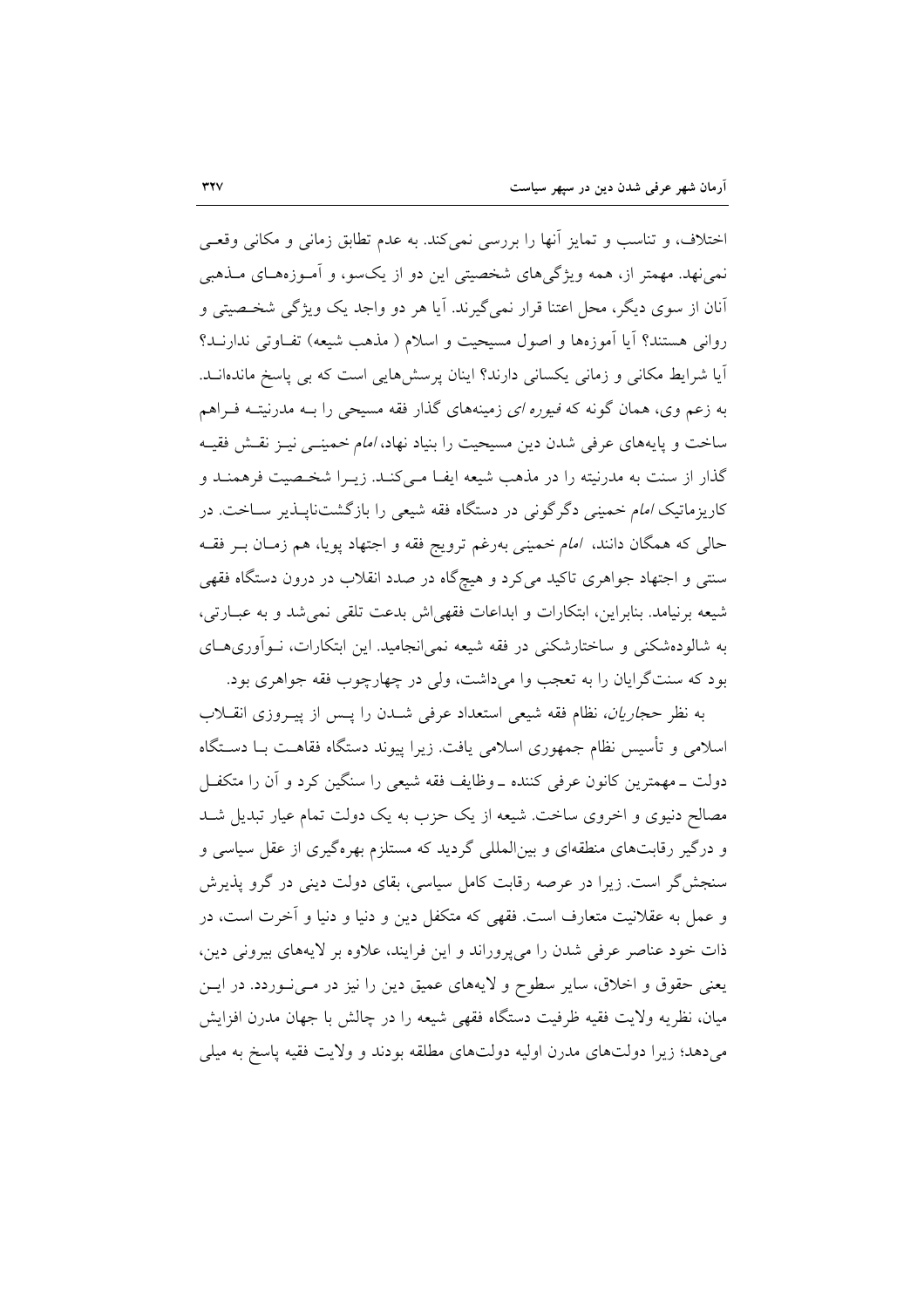اختلاف، و تناسب و تمایز آنها را بررسی نمی‌کند. به عدم تطابق زمانی و مکانی وقعی نمی‌نهد. مهمتر از، همه ویژگی‌های شخصیتی این دو از یک‌سو، و آموزه‌های مذهبی آنان از سوی دیگر، محل اعتنا قرار نمی‌گیرند. آیا هر دو واجد یک ویژگی شخصیتی و روانی هستند؟ آیا آموزه‌ها و اصول مسیحیت و اسلام ( مذهب شیعه) تفاوتی ندارند؟ آیا شرایط مکانی و زمانی یکسانی دارند؟ اینان پرسش‌هایی است که بی پاسخ مانده‌اند. به زعم وی، همان گونه که *فیوره ای* زمینه‌های گذار فقه مسیحی را به مدرنیته فراهم ساخت و پایه‌های عرفی شدن دین مسیحیت را بنیاد نهاد، *امام* خمینی نیز نقش فقیه گذار از سنت به مدرنیته را در مذهب شیعه ایفا می‌کند. زیرا شخصیت فرهمند و کاریزماتیک *امام* خمینی دگرگونی در دستگاه فقه شیعی را بازگشت‌ناپذیر ساخت. در حالی که همگان دانند، *امام* خمینی به‌رغم ترویج فقه و اجتهاد پویا، هم زمان بر فقه سنتی و اجتهاد جواهری تاکید می‌کرد و هیچ‌گاه در صدد انقلاب در درون دستگاه فقهی شیعه برنیامد. بنابراین، ابتکارات و ابداعات فقهی‌اش بدعت تلقی نمی‌شد و به عبارتی، به شالوده‌شکنی و ساختارشکنی در فقه شیعه نمی‌انجامید. این ابتکارات، نوآوری‌های بود که سنت‌گرایان را به تعجب وا می‌داشت، ولی در چهارچوب فقه جواهری بود.

به نظر *حجاریان*، نظام فقه شیعی استعداد عرفی شدن را پس از پیروزی انقلاب اسلامی و تأسیس نظام جمهوری اسلامی یافت. زیرا پیوند دستگاه فقاهت با دستگاه دولت ـ مهمترین کانون عرفی کننده ـ وظایف فقه شیعی را سنگین کرد و آن را متکفل مصالح دنیوی و اخروی ساخت. شیعه از یک حزب به یک دولت تمام عیار تبدیل شد و درگیر رقابت‌های منطقه‌ای و بین‌المللی گردید که مستلزم بهره‌گیری از عقل سیاسی و سنجش‌گر است. زیرا در عرصه رقابت کامل سیاسی، بقای دولت دینی در گرو پذیرش و عمل به عقلانیت متعارف است. فقهی که متکفل دین و دنیا و دنیا و آخرت است، در ذات خود عناصر عرفی شدن را می‌پروراند و این فرایند، علاوه بر لایه‌های بیرونی دین، یعنی حقوق و اخلاق، سایر سطوح و لایه‌های عمیق دین را نیز در می‌نوردد. در این میان، نظریه ولایت فقیه ظرفیت دستگاه فقهی شیعه را در چالش با جهان مدرن افزایش می‌دهد؛ زیرا دولت‌های مدرن اولیه دولت‌های مطلقه بودند و ولایت فقیه پاسخ به میلی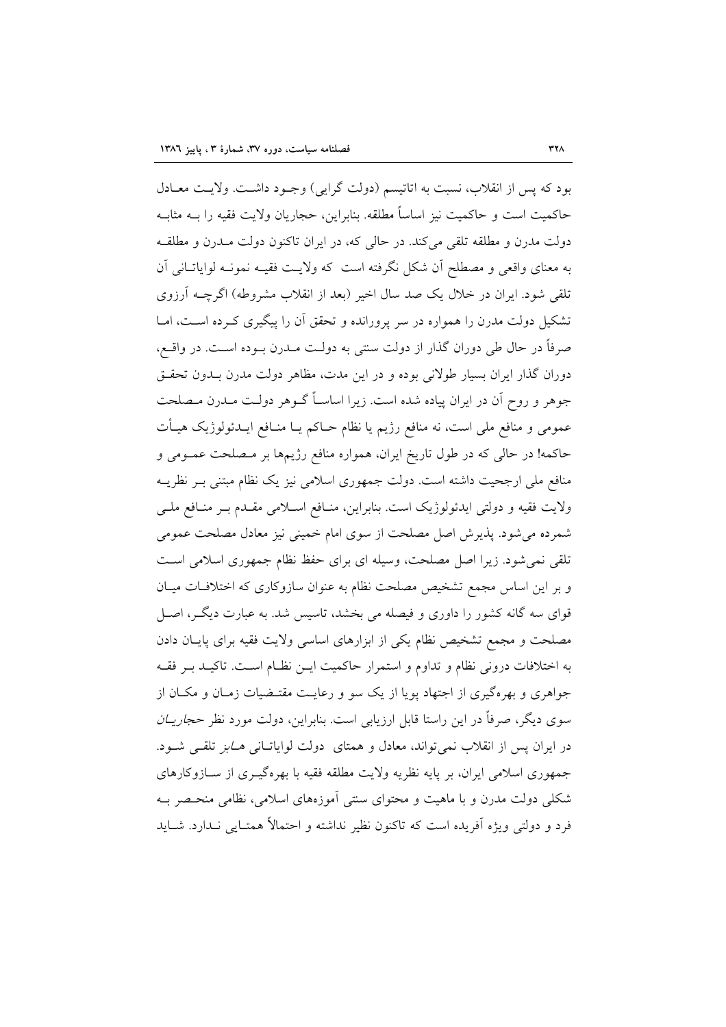بود که پس از انقلاب، نسبت به اتاتیسم (دولت گرایی) وجود داشت. ولایت معادل حاکمیت است و حاکمیت نیز اساساً مطلقه. بنابراین، حجاریان ولایت فقیه را به مثابه دولت مدرن و مطلقه تلقی می‌کند. در حالی که، در ایران تاکنون دولت مدرن و مطلقه به معنای واقعی و مصطلح آن شکل نگرفته است که ولایت فقیه نمونه لوایاتانی آن تلقی شود. ایران در خلال یک صد سال اخیر (بعد از انقلاب مشروطه) اگرچه آرزوی تشکیل دولت مدرن را همواره در سر پرورانده و تحقق آن را پیگیری کرده است، اما صرفاً در حال طی دوران گذار از دولت سنتی به دولت مدرن بوده است. در واقع، دوران گذار ایران بسیار طولانی بوده و در این مدت، مظاهر دولت مدرن بدون تحقق جوهر و روح آن در ایران پیاده شده است. زیرا اساساً گوهر دولت مدرن مصلحت عمومی و منافع ملی است، نه منافع رژیم یا نظام حاکم یا منافع ایدئولوژیک هیأت حاکمه! در حالی که در طول تاریخ ایران، همواره منافع رژیم‌ها بر مصلحت عمومی و منافع ملی ارجحیت داشته است. دولت جمهوری اسلامی نیز یک نظام مبتنی بر نظریه ولایت فقیه و دولتی ایدئولوژیک است. بنابراین، منافع اسلامی مقدم بر منافع ملی شمرده می‌شود. پذیرش اصل مصلحت از سوی امام خمینی نیز معادل مصلحت عمومی تلقی نمی‌شود. زیرا اصل مصلحت، وسیله ای برای حفظ نظام جمهوری اسلامی است و بر این اساس مجمع تشخیص مصلحت نظام به عنوان سازوکاری که اختلافات میان قوای سه گانه کشور را داوری و فیصله می بخشد، تاسیس شد. به عبارت دیگر، اصل مصلحت و مجمع تشخیص نظام یکی از ابزارهای اساسی ولایت فقیه برای پایان دادن به اختلافات درونی نظام و تداوم و استمرار حاکمیت این نظام است. تاکید بر فقه جواهری و بهره‌گیری از اجتهاد پویا از یک سو و رعایت مقتضیات زمان و مکان از سوی دیگر، صرفاً در این راستا قابل ارزیابی است. بنابراین، دولت مورد نظر *حجاریان* در ایران پس از انقلاب نمی‌تواند، معادل و همتای دولت لوایاتانی *هابز* تلقی شود. جمهوری اسلامی ایران، بر پایه نظریه ولایت مطلقه فقیه با بهره‌گیری از سازوکارهای شکلی دولت مدرن و با ماهیت و محتوای سنتی آموزه‌های اسلامی، نظامی منحصر به فرد و دولتی ویژه آفریده است که تاکنون نظیر نداشته و احتمالاً همتایی ندارد. شاید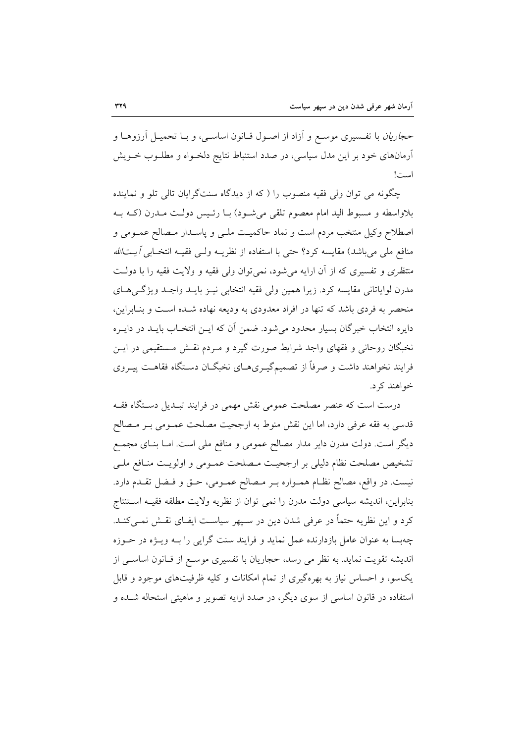*حجاریان* با تفسیری موسع و آزاد از اصول قانون اساسی، و با تحمیل آرزوها و آرمان‌های خود بر این مدل سیاسی، در صدد استنباط نتایج دلخواه و مطلوب خویش است!

چگونه می توان ولی فقیه منصوب را ( که از دیدگاه سنت‌گرایان تالی تلو و نماینده بلاواسطه و مبسوط الید امام معصوم تلقی می‌شود) با رئیس دولت مدرن (که به اصطلاح وکیل منتخب مردم است و نماد حاکمیت ملی و پاسدار مصالح عمومی و منافع ملی می‌باشد) مقایسه کرد؟ حتی با استفاده از نظریه ولی فقیه انتخابی *آیت‌الله منتظری* و تفسیری که از آن ارایه می‌شود، نمی‌توان ولی فقیه و ولایت فقیه را با دولت مدرن لوایاتانی مقایسه کرد. زیرا همین ولی فقیه انتخابی نیز باید واجد ویژگی‌های منحصر به فردی باشد که تنها در افراد معدودی به ودیعه نهاده شده است و بنابراین، دایره انتخاب خبرگان بسیار محدود می‌شود. ضمن آن که این انتخاب باید در دایره نخبگان روحانی و فقهای واجد شرایط صورت گیرد و مردم نقش مستقیمی در این فرایند نخواهند داشت و صرفاً از تصمیم‌گیری‌های نخبگان دستگاه فقاهت پیروی خواهند کرد.

درست است که عنصر مصلحت عمومی نقش مهمی در فرایند تبدیل دستگاه فقه قدسی به فقه عرفی دارد، اما این نقش منوط به ارجحیت مصلحت عمومی بر مصالح دیگر است. دولت مدرن دایر مدار مصالح عمومی و منافع ملی است. اما بنای مجمع تشخیص مصلحت نظام دلیلی بر ارجحیت مصلحت عمومی و اولویت منافع ملی نیست. در واقع، مصالح نظام همواره بر مصالح عمومی، حق و فضل تقدم دارد. بنابراین، اندیشه سیاسی دولت مدرن را نمی توان از نظریه ولایت مطلقه فقیه استنتاج کرد و این نظریه حتماً در عرفی شدن دین در سپهر سیاست ایفای نقش نمی‌کند. چه‌بسا به عنوان عامل بازدارنده عمل نماید و فرایند سنت گرایی را به ویژه در حوزه اندیشه تقویت نماید. به نظر می رسد، حجاریان با تفسیری موسع از قانون اساسی از یک‌سو، و احساس نیاز به بهره‌گیری از تمام امکانات و کلیه ظرفیت‌های موجود و قابل استفاده در قانون اساسی از سوی دیگر، در صدد ارایه تصویر و ماهیتی استحاله شده و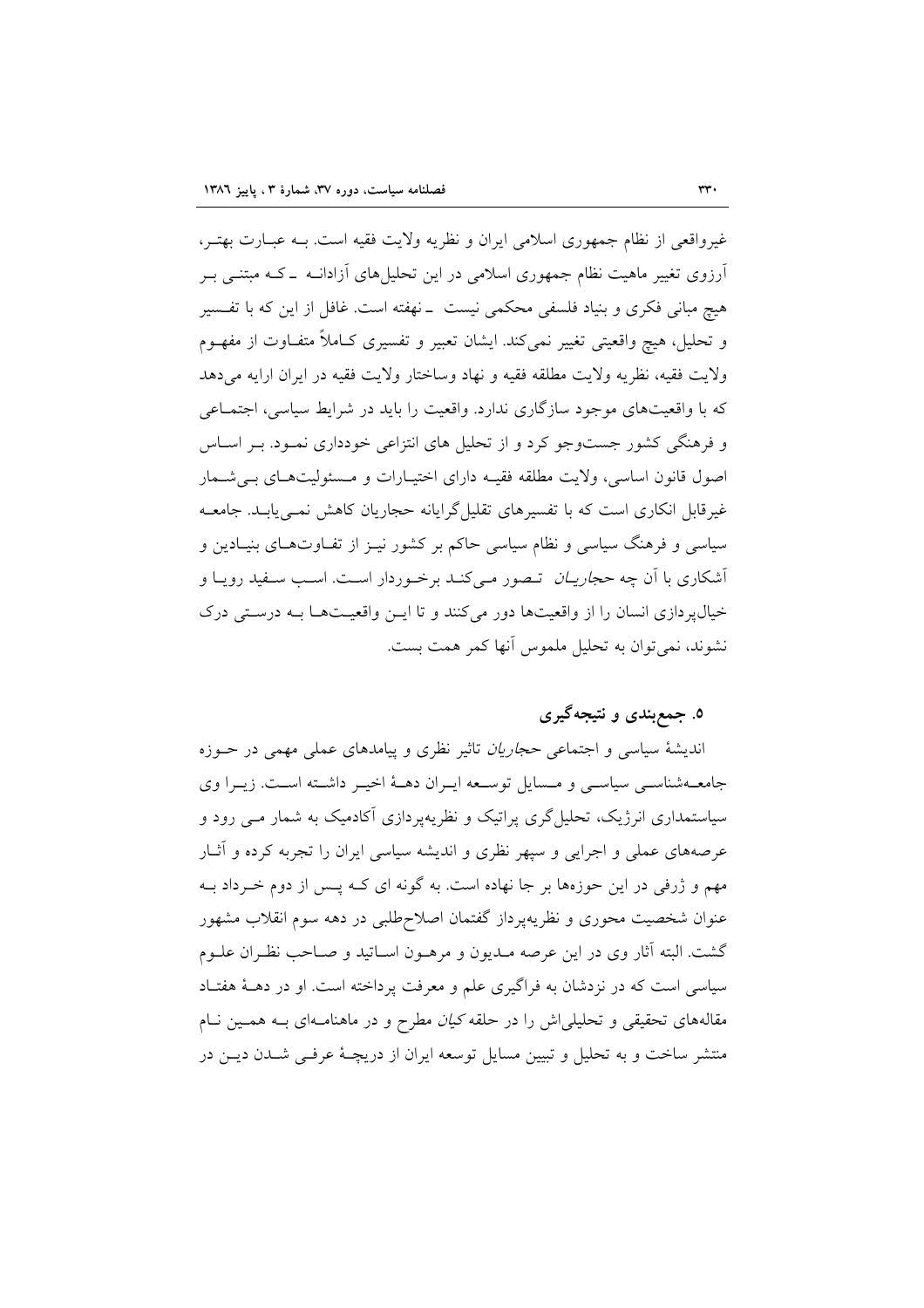غیرواقعی از نظام جمهوری اسلامی ایران و نظریه ولایت فقیه است. بـه عبـارت بهتـر، آرزوی تغییر ماهیت نظام جمهوری اسلامی در این تحلیل‌های آزادانـه ـ کـه مبتنـی بـر هیچ مبانی فکری و بنیاد فلسفی محکمی نیست ـ نهفته است. غافل از این که با تفسیر و تحلیل، هیچ واقعیتی تغییر نمی‌کند. ایشان تعبیر و تفسیری کـاملاً متفـاوت از مفهـوم ولایت فقیه، نظریه ولایت مطلقه فقیه و نهاد وساختار ولایت فقیه در ایران ارایه می‌دهد که با واقعیت‌های موجود سازگاری ندارد. واقعیت را باید در شرایط سیاسی، اجتمـاعی و فرهنگی کشور جست‌وجو کرد و از تحلیل های انتزاعی خودداری نمـود. بـر اسـاس اصول قانون اساسی، ولایت مطلقه فقیـه دارای اختیـارات و مـسئولیت‌هـای بـی‌شـمار غیرقابل انکاری است که با تفسیرهای تقلیل‌گرایانه حجاریان کاهش نمـی‌یابـد. جامعـه سیاسی و فرهنگ سیاسی و نظام سیاسی حاکم بر کشور نیـز از تفـاوت‌هـای بنیـادین و آشکاری با آن چه *حجاریـان* تـصور مـی‌کنـد برخـوردار اسـت. اسـب سـفید رویـا و خیال‌پردازی انسان را از واقعیت‌ها دور می‌کنند و تا ایـن واقعیـت‌هـا بـه درسـتی درک نشوند، نمی‌توان به تحلیل ملموس آنها کمر همت بست.

## ۵. جمع‌بندی و نتیجه‌گیری

اندیشهٔ سیاسی و اجتماعی *حجاریان* تاثیر نظری و پیامدهای عملی مهمی در حـوزه جامعـه‌شناسـی سیاسـی و مـسایل توسـعه ایـران دهـهٔ اخیـر داشـته اسـت. زیـرا وی سیاستمداری انرژیک، تحلیل‌گری پراتیک و نظریه‌پردازی آکادمیک به شمار مـی رود و عرصه‌های عملی و اجرایی و سپهر نظری و اندیشه سیاسی ایران را تجربه کرده و آثـار مهم و ژرفی در این حوزه‌ها بر جا نهاده است. به گونه ای کـه پـس از دوم خـرداد بـه عنوان شخصیت محوری و نظریه‌پرداز گفتمان اصلاح‌طلبی در دهه سوم انقلاب مشهور گشت. البته آثار وی در این عرصه مـدیون و مرهـون اسـاتید و صـاحب نظـران علـوم سیاسی است که در نزدشان به فراگیری علم و معرفت پرداخته است. او در دهـهٔ هفتـاد مقاله‌های تحقیقی و تحلیلی‌اش را در حلقه *کیان* مطرح و در ماهنامـه‌ای بـه همـین نـام منتشر ساخت و به تحلیل و تبیین مسایل توسعه ایران از دریچـهٔ عرفـی شـدن دیـن در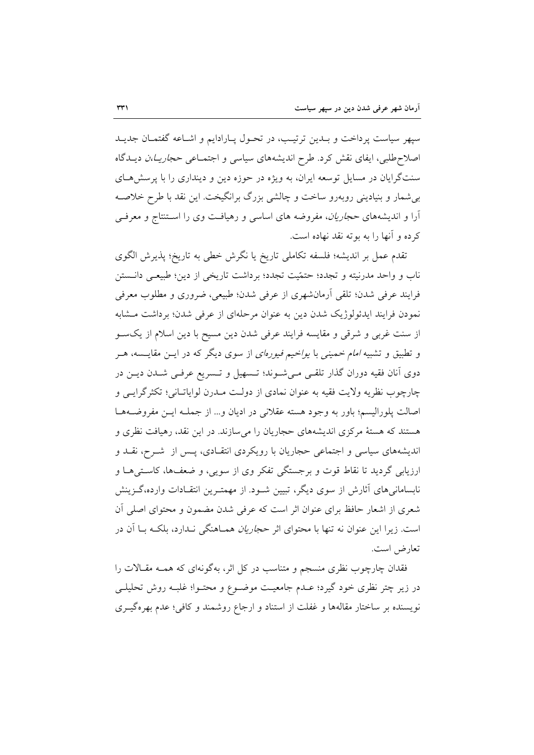سپهر سیاست پرداخت و بدین ترتیب، در تحول پارادایم و اشاعه گفتمان جدید اصلاح‌طلبی، ایفای نقش کرد. طرح اندیشه‌های سیاسی و اجتماعی *حجاریان*، دیدگاه سنت‌گرایان در مسایل توسعه ایران، به ویژه در حوزه دین و دینداری را با پرسش‌های بی‌شمار و بنیادینی روبه‌رو ساخت و چالشی بزرگ برانگیخت. این نقد با طرح خلاصه آرا و اندیشه‌های *حجاریان*، مفروضه های اساسی و رهیافت وی را استنتاج و معرفی کرده و آنها را به بوته نقد نهاده است.

تقدم عمل بر اندیشه؛ فلسفه تکاملی تاریخ یا نگرش خطی به تاریخ؛ پذیرش الگوی ناب و واحد مدرنیته و تجدد؛ حتمّیت تجدد؛ برداشت تاریخی از دین؛ طبیعی دانستن فرایند عرفی شدن؛ تلقی آرمان‌شهری از عرفی شدن؛ طبیعی، ضروری و مطلوب معرفی نمودن فرایند ایدئولوژیک شدن دین به عنوان مرحله‌ای از عرفی شدن؛ برداشت مشابه از سنت غربی و شرقی و مقایسه فرایند عرفی شدن دین مسیح با دین اسلام از یک‌سو و تطبیق و تشبیه *امام* خمینی با *یواخیم فیوره‌ای* از سوی دیگر که در این مقایسه، هر دوی آنان فقیه دوران گذار تلقی می‌شوند؛ تسهیل و تسریع عرفی شدن دین در چارچوب نظریه ولایت فقیه به عنوان نمادی از دولت مدرن لوایاتانی؛ تکثرگرایی و اصالت پلورالیسم؛ باور به وجود هسته عقلانی در ادیان و... از جمله این مفروضه‌ها هستند که هستهٔ مرکزی اندیشه‌های حجاریان را می‌سازند. در این نقد، رهیافت نظری و اندیشه‌های سیاسی و اجتماعی حجاریان با رویکردی انتقادی، پس از شرح، نقد و ارزیابی گردید تا نقاط قوت و برجستگی تفکر وی از سویی، و ضعف‌ها، کاستی‌ها و نابسامانی‌های آثارش از سوی دیگر، تبیین شود. از مهمترین انتقادات وارده،گزینش شعری از اشعار حافظ برای عنوان اثر است که عرفی شدن مضمون و محتوای اصلی آن است. زیرا این عنوان نه تنها با محتوای اثر *حجاریان* هماهنگی ندارد، بلکه با آن در تعارض است.

فقدان چارچوب نظری منسجم و متناسب در کل اثر، به‌گونه‌ای که همه مقالات را در زیر چتر نظری خود گیرد؛ عدم جامعیت موضوع و محتوا؛ غلبه روش تحلیلی نویسنده بر ساختار مقاله‌ها و غفلت از استناد و ارجاع روشمند و کافی؛ عدم بهره‌گیری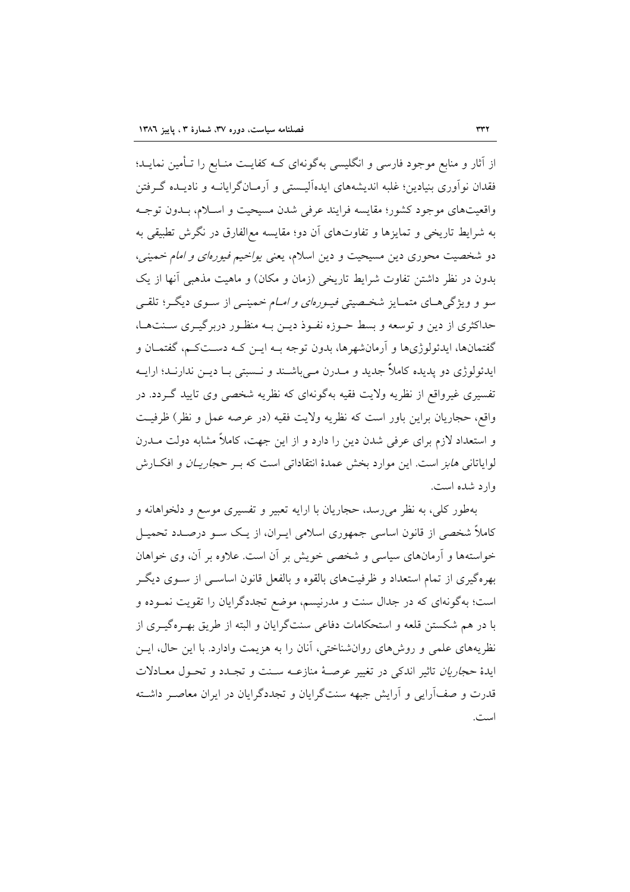از آثار و منابع موجود فارسی و انگلیسی به‌گونه‌ای کـه کفایـت منـابع را تـأمین نمایـد؛ فقدان نوآوری بنیادین؛ غلبه اندیشه‌های ایده‌آلیـستی و آرمـان‌گرایانـه و نادیـده گـرفتن واقعیت‌های موجود کشور؛ مقایسه فرایند عرفی شدن مسیحیت و اسـلام، بـدون توجـه به شرایط تاریخی و تمایزها و تفاوت‌های آن دو؛ مقایسه مع‌الفارق در نگرش تطبیقی به دو شخصیت محوری دین مسیحیت و دین اسلام، یعنی *یواخیم فیوره‌ای و امام* خمینی، بدون در نظر داشتن تفاوت شرایط تاریخی (زمان و مکان) و ماهیت مذهبی آنها از یک سو و ویژگی‌هـای متمـایز شخـصیتی *فیـوره‌ای و امـام* خمینـی از سـوی دیگـر؛ تلقـی حداکثری از دین و توسعه و بسط حـوزه نفـوذ دیـن بـه منظـور دربرگیـری سـنت‌هـا، گفتمان‌ها، ایدئولوژی‌ها و آرمان‌شهرها، بدون توجه بـه ایـن کـه دسـت‌کـم، گفتمـان و ایدئولوژی دو پدیده کاملاً جدید و مـدرن مـی‌باشـند و نـسبتی بـا دیـن ندارنـد؛ ارایـه تفسیری غیرواقع از نظریه ولایت فقیه به‌گونه‌ای که نظریه شخصی وی تایید گـردد. در واقع، حجاریان براین باور است که نظریه ولایت فقیه (در عرصه عمل و نظر) ظرفیـت و استعداد لازم برای عرفی شدن دین را دارد و از این جهت، کاملاً مشابه دولت مـدرن لوایاتانی *هابز* است. این موارد بخش عمدهٔ انتقاداتی است که بـر *حجاریـان* و افکـارش وارد شده است.

به‌طور کلی، به نظر می‌رسد، حجاریان با ارایه تعبیر و تفسیری موسع و دلخواهانه و کاملاً شخصی از قانون اساسی جمهوری اسلامی ایـران، از یـک سـو درصـدد تحمیـل خواسته‌ها و آرمان‌های سیاسی و شخصی خویش بر آن است. علاوه بر آن، وی خواهان بهره‌گیری از تمام استعداد و ظرفیت‌های بالقوه و بالفعل قانون اساسـی از سـوی دیگـر است؛ به‌گونه‌ای که در جدال سنت و مدرنیسم، موضع تجددگرایان را تقویت نمـوده و با در هم شکستن قلعه و استحکامات دفاعی سنت‌گرایان و البته از طریق بهـره‌گیـری از نظریه‌های علمی و روش‌های روان‌شناختی، آنان را به هزیمت وادارد. با این حال، ایـن ایدهٔ *حجاریان* تاثیر اندکی در تغییر عرصـهٔ منازعـه سـنت و تجـدد و تحـول معـادلات قدرت و صف‌آرایی و آرایش جبهه سنت‌گرایان و تجددگرایان در ایران معاصـر داشـته است.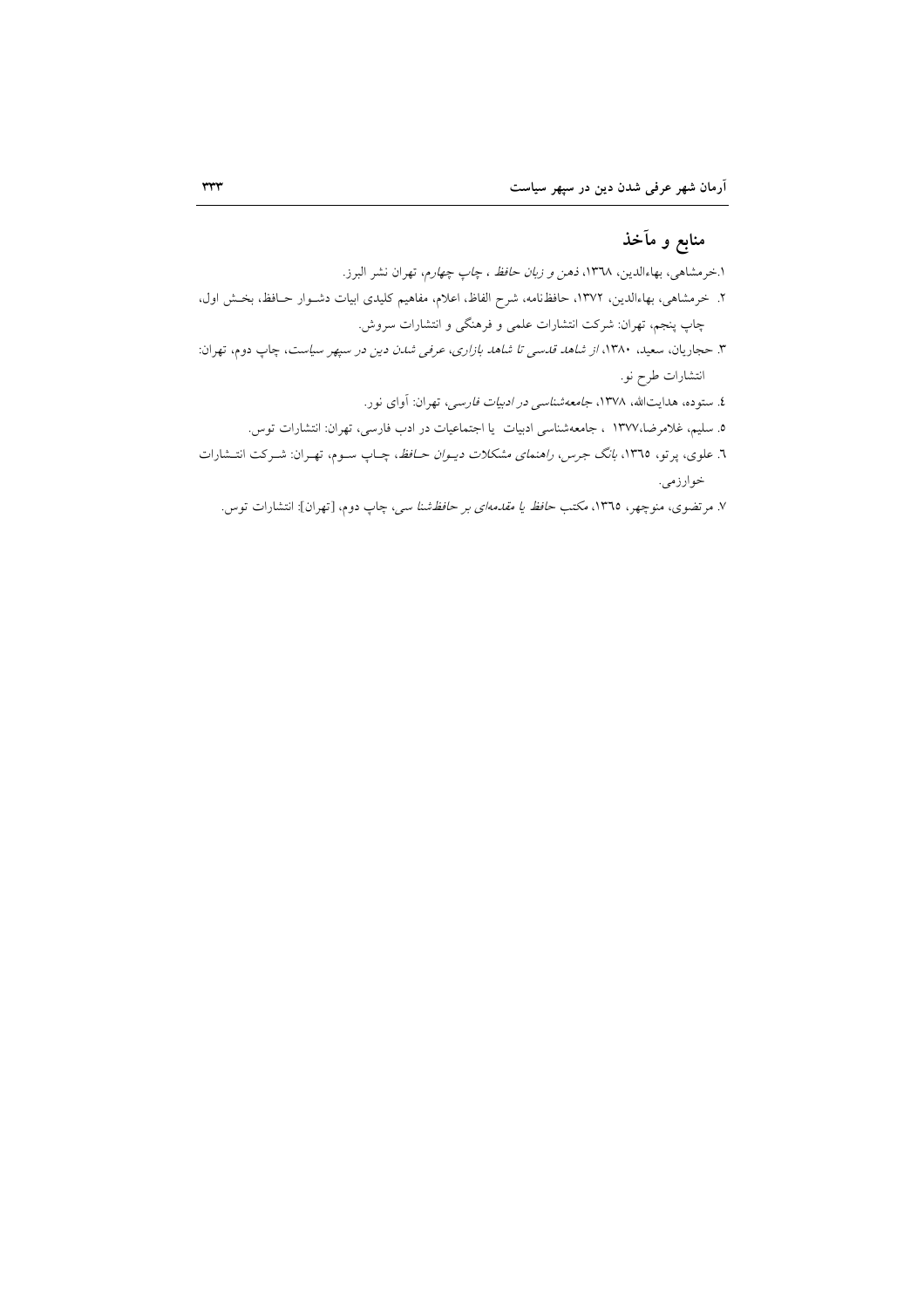## منابع و مآخذ

۱.خرمشاهی، بهاءالدین، ۱۳٦۸، *ذهن و زبان حافظ* ، *چاپ چهارم*، تهران نشر البرز.

۲. خرمشاهی، بهاءالدین، ۱۳۷۲، حافظ‌نامه، شرح الفاظ، اعلام، مفاهیم کلیدی ابیات دشـوار حـافظ، بخـش اول، چاپ پنجم، تهران: شرکت انتشارات علمی و فرهنگی و انتشارات سروش.

۳. حجاریان، سعید، ۱۳۸۰، *از شاهد قدسی تا شاهد بازاری، عرفی شدن دین در سپهر سیاست*، چاپ دوم، تهران: انتشارات طرح نو.

٤. ستوده، هدایت‌الله، ۱۳۷۸، *جامعه‌شناسی در ادبیات فارسی*، تهران: آوای نور.

٥. سلیم، غلامرضا،۱۳۷۷ ، جامعه‌شناسی ادبیات یا اجتماعیات در ادب فارسی، تهران: انتشارات توس.

٦. علوی، پرتو، ۱۳٦٥، *بانگ جرس، راهنمای مشکلات دیـوان حـافظ*، چـاپ سـوم، تهـران: شـرکت انتـشارات خوارزمی.

۷. مرتضوی، منوچهر، ۱۳٦٥، *مکتب حافظ یا مقدمه‌ای بر حافظ‌شنا سی*، چاپ دوم، [تهران]: انتشارات توس.